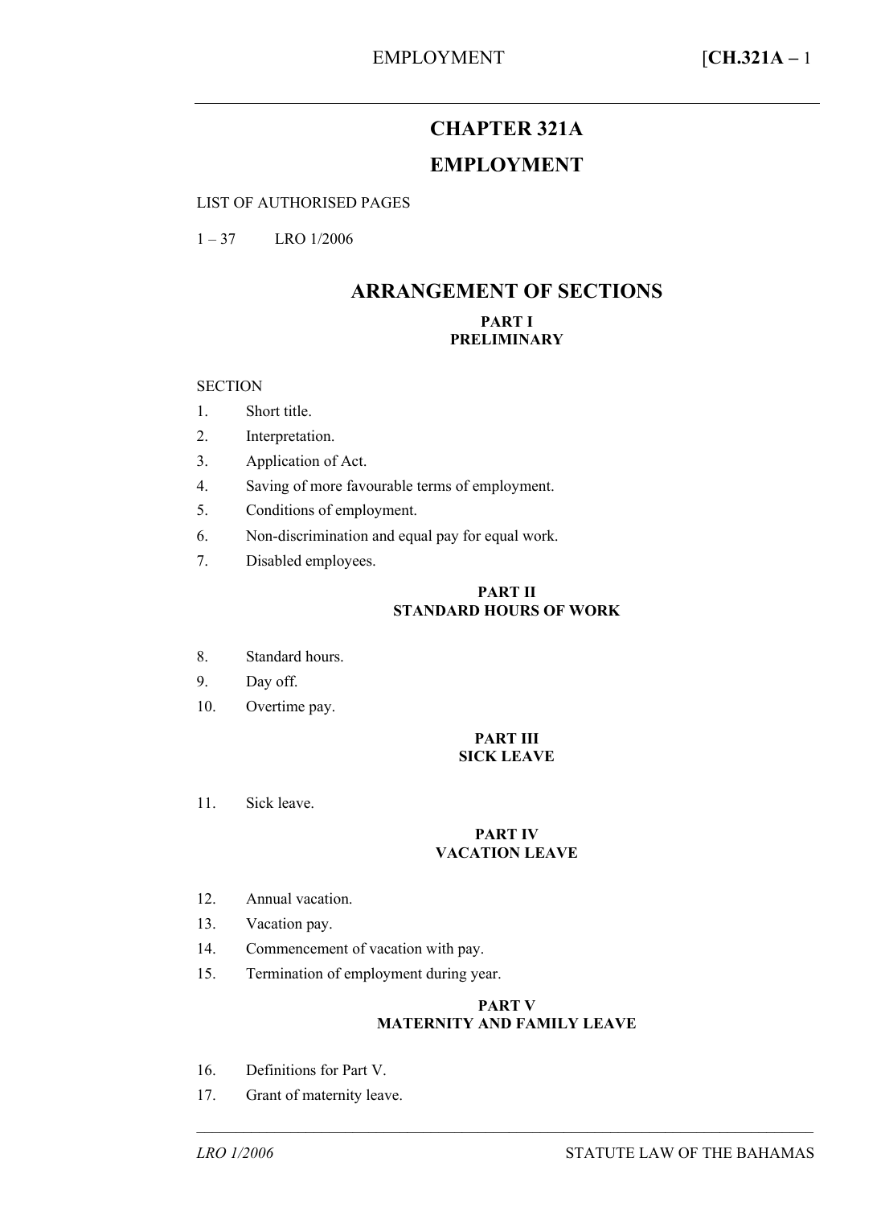# CHAPTER 321A

# EMPLOYMENT

LIST OF AUTHORISED PAGES

1 – 37 LRO 1/2006

## ARRANGEMENT OF SECTIONS

### PART I
### PRELIMINARY

SECTION

1. Short title.
2. Interpretation.
3. Application of Act.
4. Saving of more favourable terms of employment.
5. Conditions of employment.
6. Non-discrimination and equal pay for equal work.
7. Disabled employees.

### PART II
### STANDARD HOURS OF WORK

8. Standard hours.
9. Day off.
10. Overtime pay.

### PART III
### SICK LEAVE

11. Sick leave.

### PART IV
### VACATION LEAVE

12. Annual vacation.
13. Vacation pay.
14. Commencement of vacation with pay.
15. Termination of employment during year.

### PART V
### MATERNITY AND FAMILY LEAVE

16. Definitions for Part V.
17. Grant of maternity leave.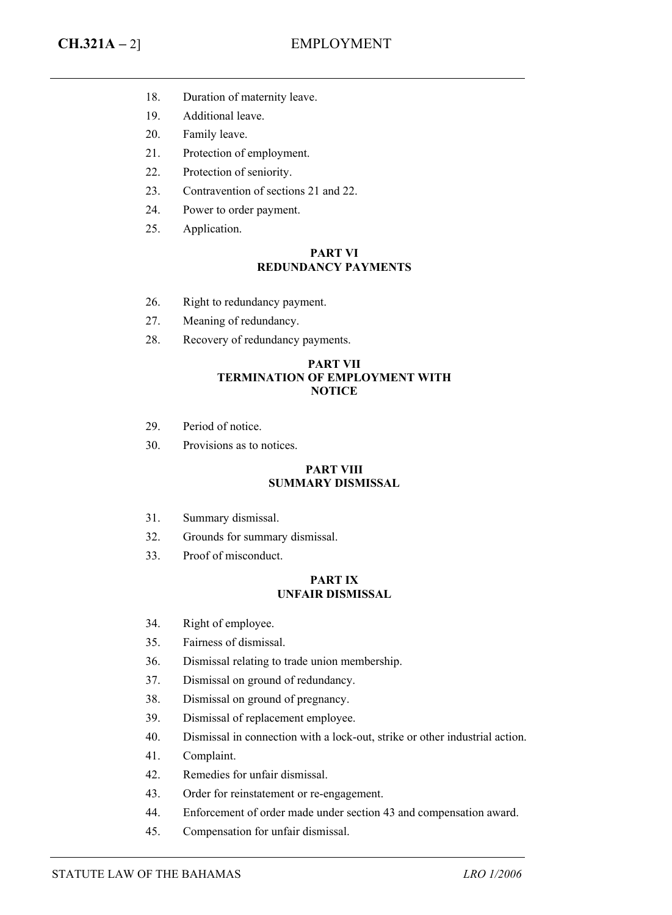18. Duration of maternity leave.
19. Additional leave.
20. Family leave.
21. Protection of employment.
22. Protection of seniority.
23. Contravention of sections 21 and 22.
24. Power to order payment.
25. Application.

## PART VI
## REDUNDANCY PAYMENTS

26. Right to redundancy payment.
27. Meaning of redundancy.
28. Recovery of redundancy payments.

## PART VII
## TERMINATION OF EMPLOYMENT WITH NOTICE

29. Period of notice.
30. Provisions as to notices.

## PART VIII
## SUMMARY DISMISSAL

31. Summary dismissal.
32. Grounds for summary dismissal.
33. Proof of misconduct.

## PART IX
## UNFAIR DISMISSAL

34. Right of employee.
35. Fairness of dismissal.
36. Dismissal relating to trade union membership.
37. Dismissal on ground of redundancy.
38. Dismissal on ground of pregnancy.
39. Dismissal of replacement employee.
40. Dismissal in connection with a lock-out, strike or other industrial action.
41. Complaint.
42. Remedies for unfair dismissal.
43. Order for reinstatement or re-engagement.
44. Enforcement of order made under section 43 and compensation award.
45. Compensation for unfair dismissal.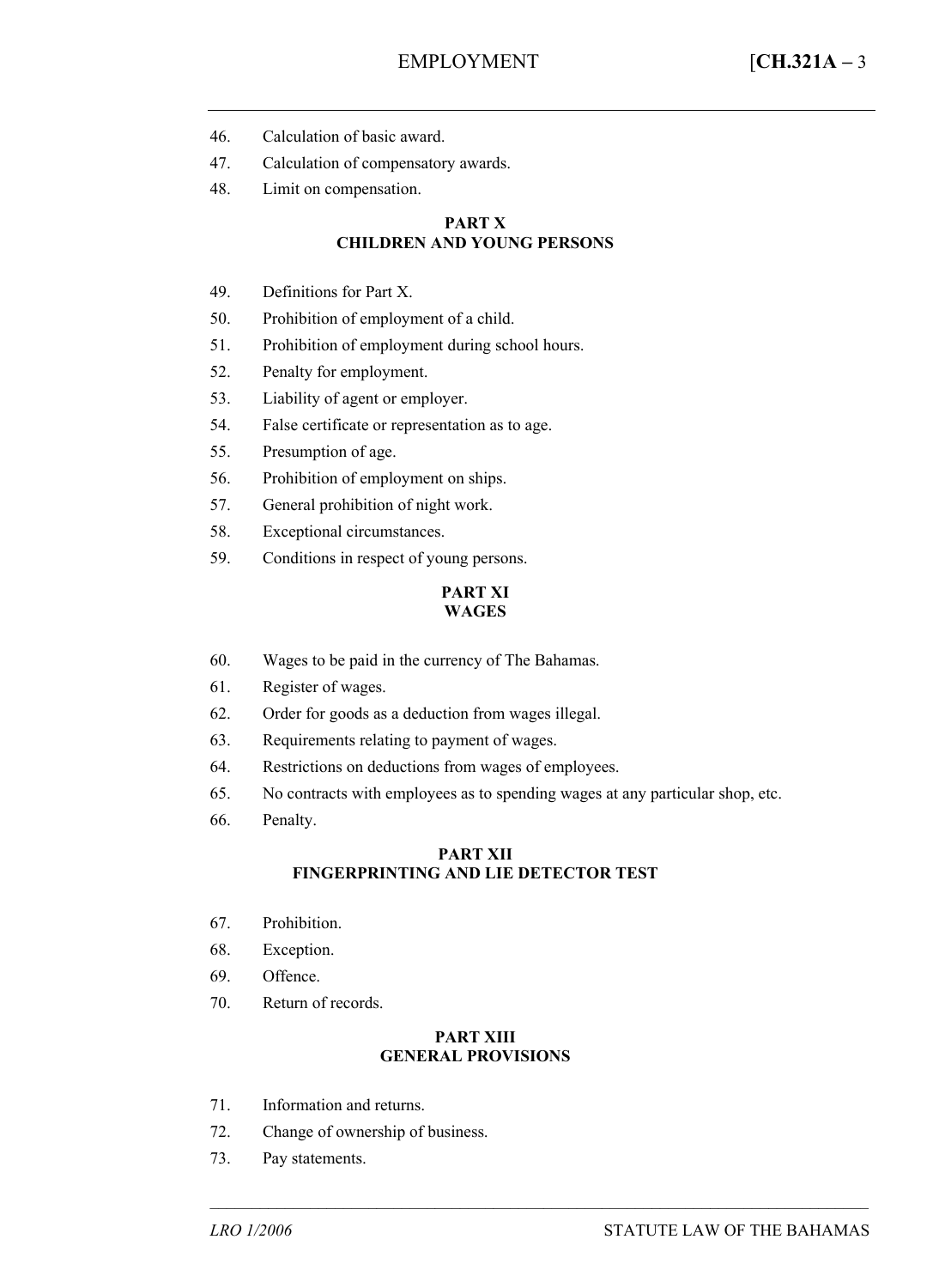46. Calculation of basic award.

47. Calculation of compensatory awards.

48. Limit on compensation.

**PART X**
**CHILDREN AND YOUNG PERSONS**

49. Definitions for Part X.

50. Prohibition of employment of a child.

51. Prohibition of employment during school hours.

52. Penalty for employment.

53. Liability of agent or employer.

54. False certificate or representation as to age.

55. Presumption of age.

56. Prohibition of employment on ships.

57. General prohibition of night work.

58. Exceptional circumstances.

59. Conditions in respect of young persons.

**PART XI**
**WAGES**

60. Wages to be paid in the currency of The Bahamas.

61. Register of wages.

62. Order for goods as a deduction from wages illegal.

63. Requirements relating to payment of wages.

64. Restrictions on deductions from wages of employees.

65. No contracts with employees as to spending wages at any particular shop, etc.

66. Penalty.

**PART XII**
**FINGERPRINTING AND LIE DETECTOR TEST**

67. Prohibition.

68. Exception.

69. Offence.

70. Return of records.

**PART XIII**
**GENERAL PROVISIONS**

71. Information and returns.

72. Change of ownership of business.

73. Pay statements.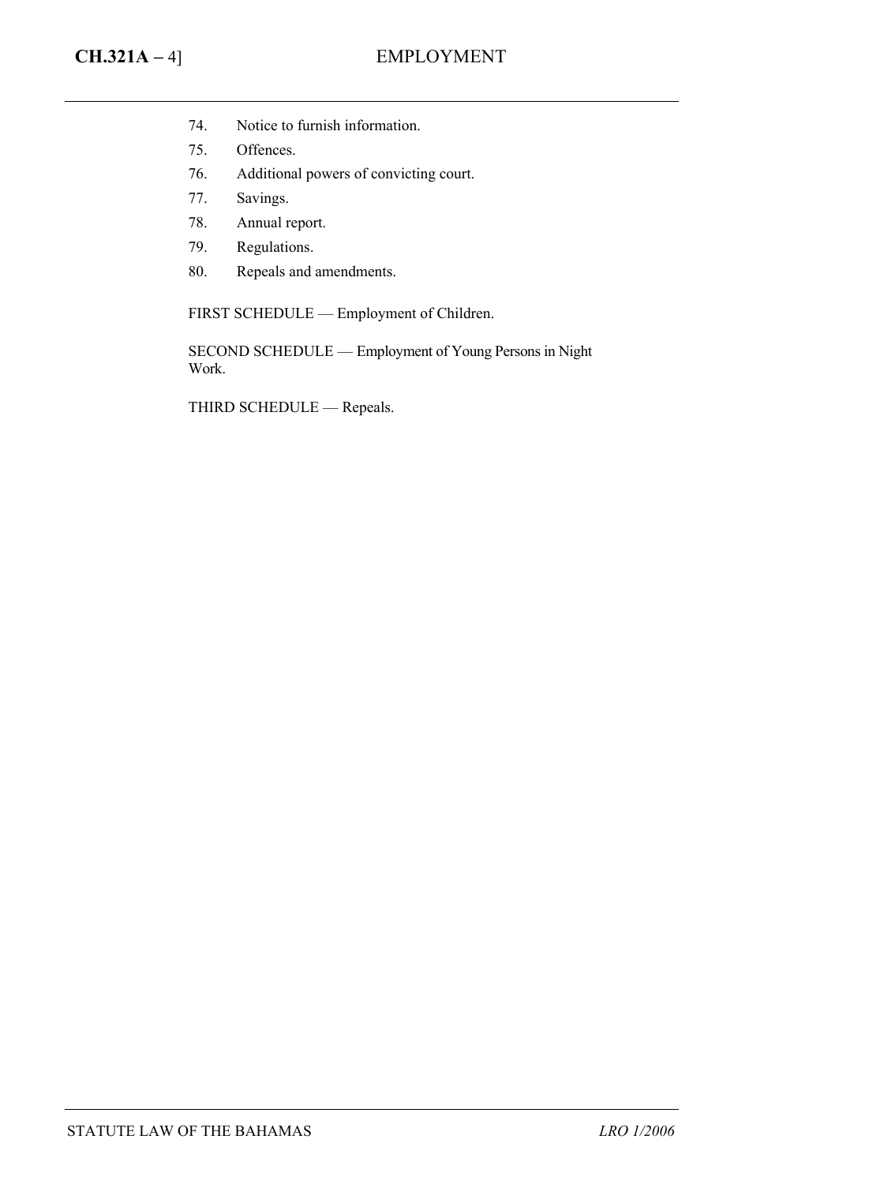74. Notice to furnish information.
75. Offences.
76. Additional powers of convicting court.
77. Savings.
78. Annual report.
79. Regulations.
80. Repeals and amendments.

FIRST SCHEDULE — Employment of Children.

SECOND SCHEDULE — Employment of Young Persons in Night Work.

THIRD SCHEDULE — Repeals.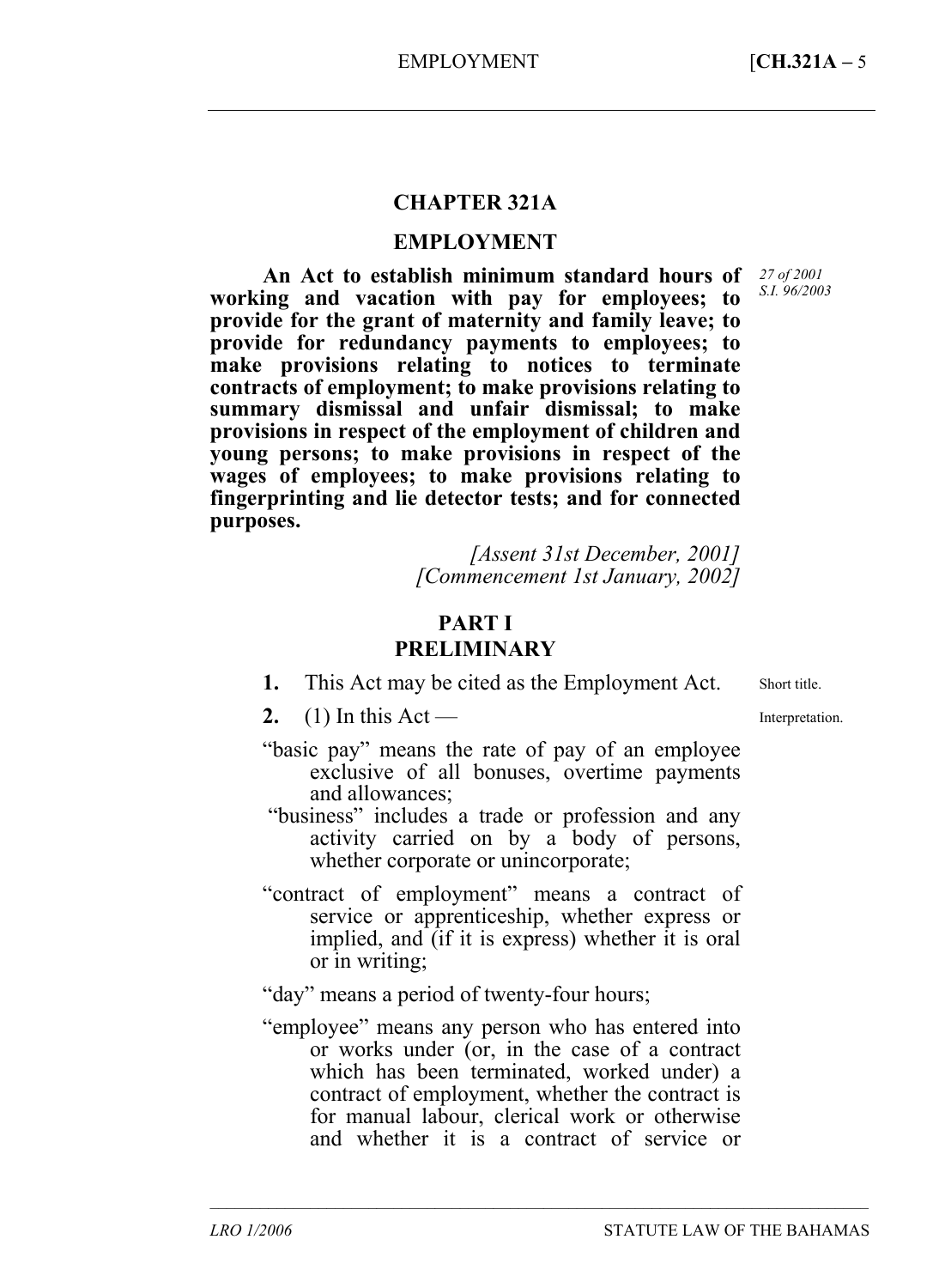# CHAPTER 321A

# EMPLOYMENT

**An Act to establish minimum standard hours of working and vacation with pay for employees; to provide for the grant of maternity and family leave; to provide for redundancy payments to employees; to make provisions relating to notices to terminate contracts of employment; to make provisions relating to summary dismissal and unfair dismissal; to make provisions in respect of the employment of children and young persons; to make provisions in respect of the wages of employees; to make provisions relating to fingerprinting and lie detector tests; and for connected purposes.**

*27 of 2001*
*S.I. 96/2003*

*[Assent 31st December, 2001]*
*[Commencement 1st January, 2002]*

## PART I
## PRELIMINARY

Short title.

**1.** This Act may be cited as the Employment Act.

Interpretation.

**2.** (1) In this Act —

"basic pay" means the rate of pay of an employee exclusive of all bonuses, overtime payments and allowances;

"business" includes a trade or profession and any activity carried on by a body of persons, whether corporate or unincorporate;

"contract of employment" means a contract of service or apprenticeship, whether express or implied, and (if it is express) whether it is oral or in writing;

"day" means a period of twenty-four hours;

"employee" means any person who has entered into or works under (or, in the case of a contract which has been terminated, worked under) a contract of employment, whether the contract is for manual labour, clerical work or otherwise and whether it is a contract of service or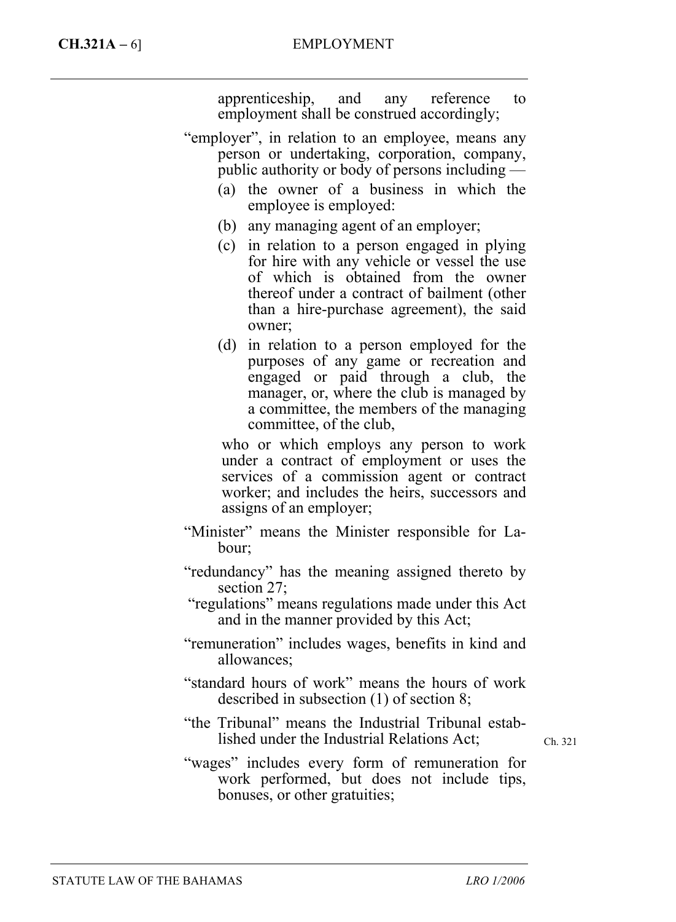apprenticeship, and any reference to employment shall be construed accordingly;

"employer", in relation to an employee, means any person or undertaking, corporation, company, public authority or body of persons including —

(a) the owner of a business in which the employee is employed:

(b) any managing agent of an employer;

(c) in relation to a person engaged in plying for hire with any vehicle or vessel the use of which is obtained from the owner thereof under a contract of bailment (other than a hire-purchase agreement), the said owner;

(d) in relation to a person employed for the purposes of any game or recreation and engaged or paid through a club, the manager, or, where the club is managed by a committee, the members of the managing committee, of the club,

who or which employs any person to work under a contract of employment or uses the services of a commission agent or contract worker; and includes the heirs, successors and assigns of an employer;

"Minister" means the Minister responsible for Labour;

"redundancy" has the meaning assigned thereto by section 27;

"regulations" means regulations made under this Act and in the manner provided by this Act;

"remuneration" includes wages, benefits in kind and allowances;

"standard hours of work" means the hours of work described in subsection (1) of section 8;

"the Tribunal" means the Industrial Tribunal established under the Industrial Relations Act; Ch. 321

"wages" includes every form of remuneration for work performed, but does not include tips, bonuses, or other gratuities;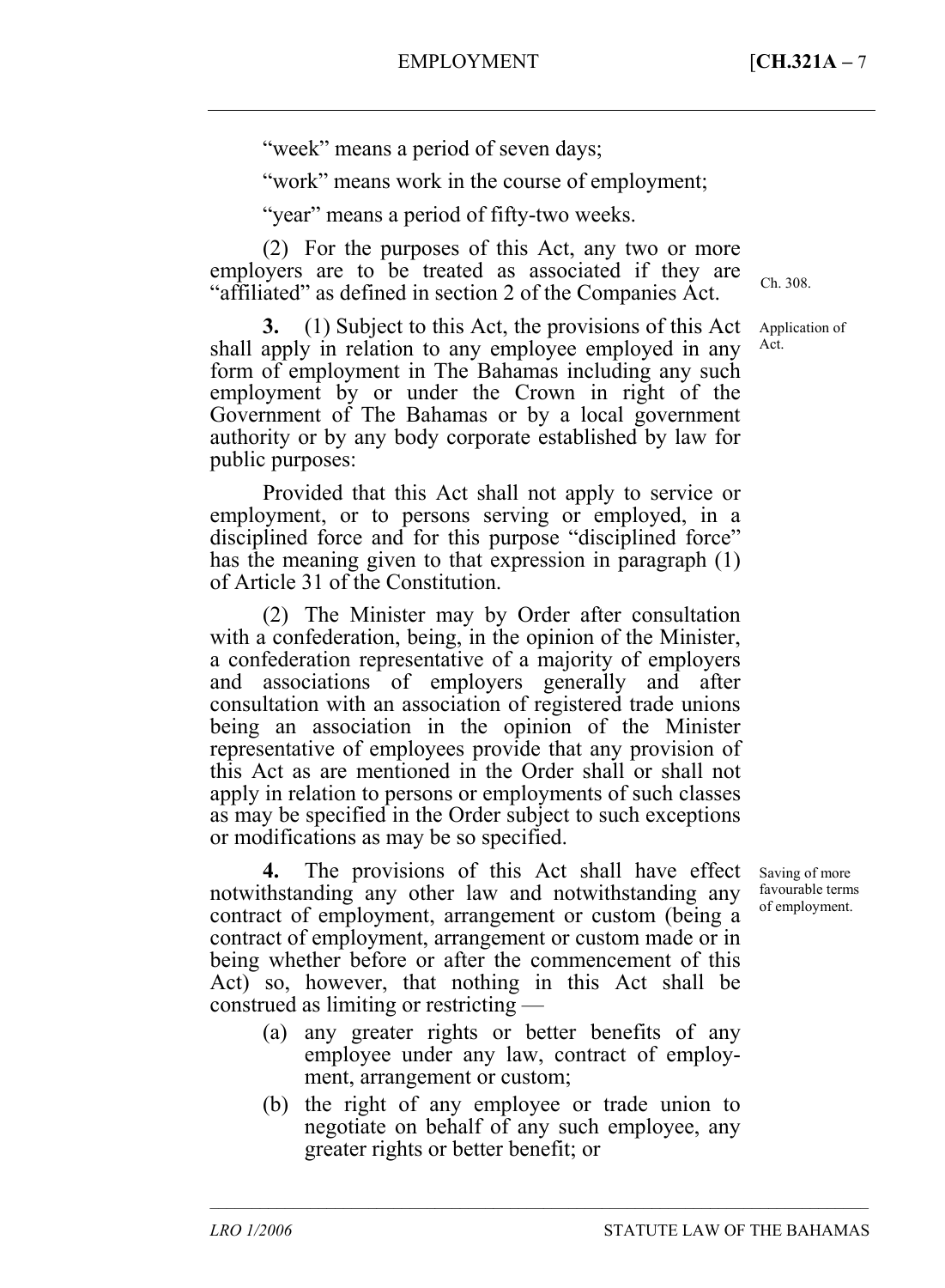"week" means a period of seven days;

"work" means work in the course of employment;

"year" means a period of fifty-two weeks.

(2) For the purposes of this Act, any two or more employers are to be treated as associated if they are "affiliated" as defined in section 2 of the Companies Act.

Ch. 308.

Application of Act.

**3.** (1) Subject to this Act, the provisions of this Act shall apply in relation to any employee employed in any form of employment in The Bahamas including any such employment by or under the Crown in right of the Government of The Bahamas or by a local government authority or by any body corporate established by law for public purposes:

Provided that this Act shall not apply to service or employment, or to persons serving or employed, in a disciplined force and for this purpose "disciplined force" has the meaning given to that expression in paragraph (1) of Article 31 of the Constitution.

(2) The Minister may by Order after consultation with a confederation, being, in the opinion of the Minister, a confederation representative of a majority of employers and associations of employers generally and after consultation with an association of registered trade unions being an association in the opinion of the Minister representative of employees provide that any provision of this Act as are mentioned in the Order shall or shall not apply in relation to persons or employments of such classes as may be specified in the Order subject to such exceptions or modifications as may be so specified.

Saving of more favourable terms of employment.

**4.** The provisions of this Act shall have effect notwithstanding any other law and notwithstanding any contract of employment, arrangement or custom (being a contract of employment, arrangement or custom made or in being whether before or after the commencement of this Act) so, however, that nothing in this Act shall be construed as limiting or restricting —

(a) any greater rights or better benefits of any employee under any law, contract of employment, arrangement or custom;

(b) the right of any employee or trade union to negotiate on behalf of any such employee, any greater rights or better benefit; or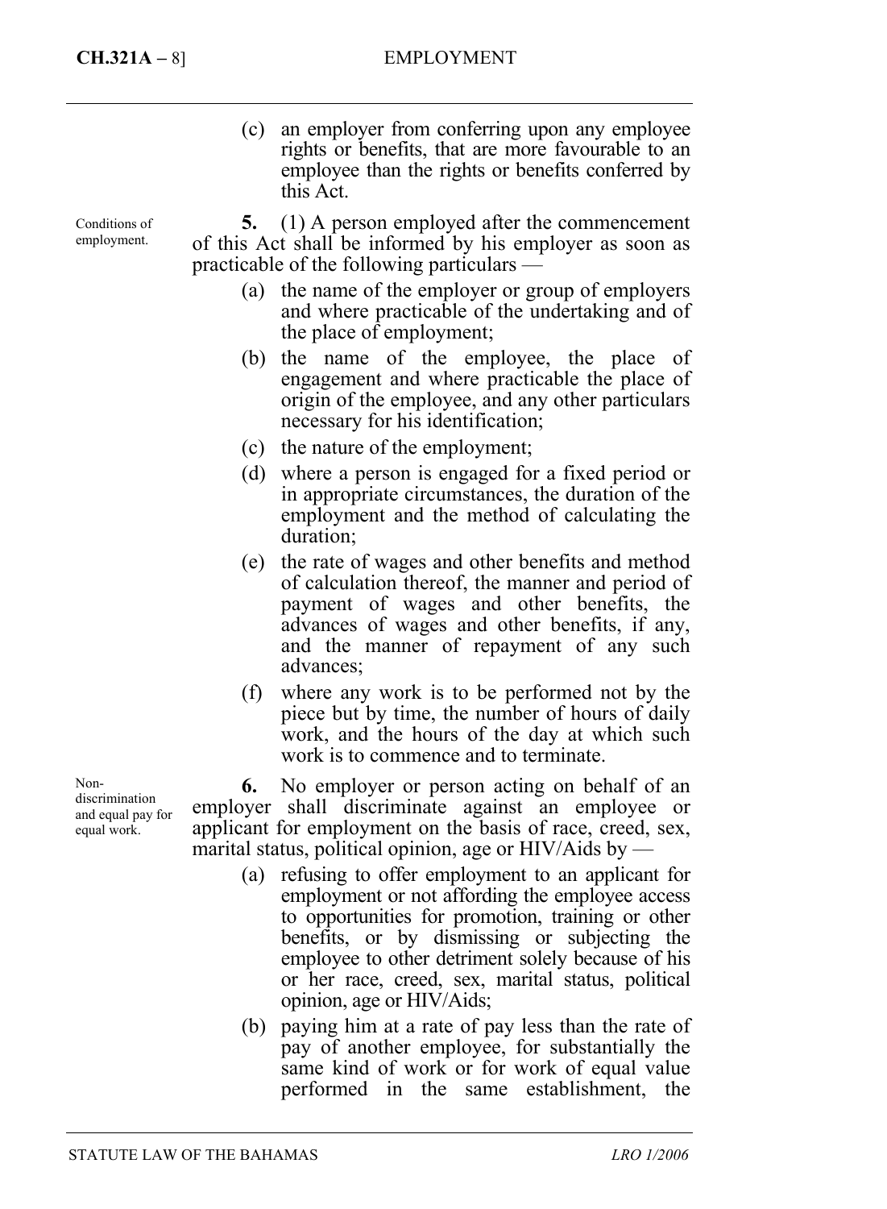(c) an employer from conferring upon any employee rights or benefits, that are more favourable to an employee than the rights or benefits conferred by this Act.

Conditions of employment.

**5.** (1) A person employed after the commencement of this Act shall be informed by his employer as soon as practicable of the following particulars —

(a) the name of the employer or group of employers and where practicable of the undertaking and of the place of employment;

(b) the name of the employee, the place of engagement and where practicable the place of origin of the employee, and any other particulars necessary for his identification;

(c) the nature of the employment;

(d) where a person is engaged for a fixed period or in appropriate circumstances, the duration of the employment and the method of calculating the duration;

(e) the rate of wages and other benefits and method of calculation thereof, the manner and period of payment of wages and other benefits, the advances of wages and other benefits, if any, and the manner of repayment of any such advances;

(f) where any work is to be performed not by the piece but by time, the number of hours of daily work, and the hours of the day at which such work is to commence and to terminate.

Non-discrimination and equal pay for equal work.

**6.** No employer or person acting on behalf of an employer shall discriminate against an employee or applicant for employment on the basis of race, creed, sex, marital status, political opinion, age or HIV/Aids by —

(a) refusing to offer employment to an applicant for employment or not affording the employee access to opportunities for promotion, training or other benefits, or by dismissing or subjecting the employee to other detriment solely because of his or her race, creed, sex, marital status, political opinion, age or HIV/Aids;

(b) paying him at a rate of pay less than the rate of pay of another employee, for substantially the same kind of work or for work of equal value performed in the same establishment, the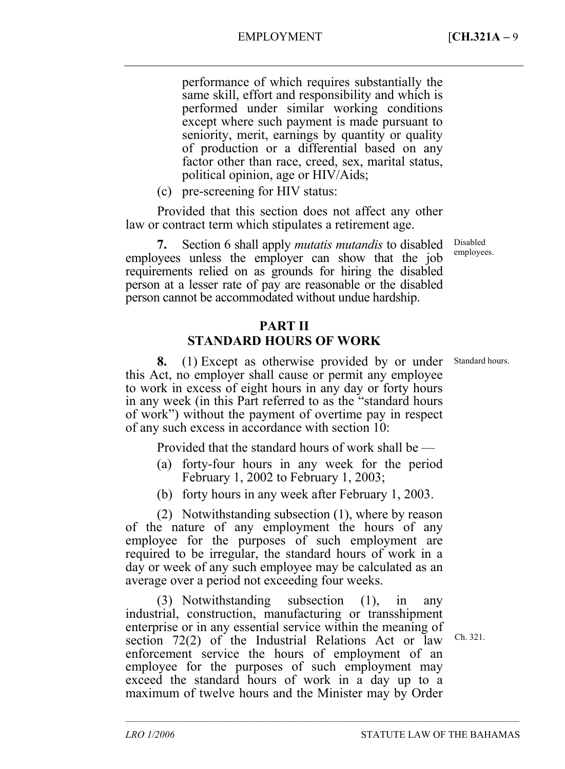performance of which requires substantially the same skill, effort and responsibility and which is performed under similar working conditions except where such payment is made pursuant to seniority, merit, earnings by quantity or quality of production or a differential based on any factor other than race, creed, sex, marital status, political opinion, age or HIV/Aids;

(c) pre-screening for HIV status:

Provided that this section does not affect any other law or contract term which stipulates a retirement age.

Disabled employees.

**7.** Section 6 shall apply *mutatis mutandis* to disabled employees unless the employer can show that the job requirements relied on as grounds for hiring the disabled person at a lesser rate of pay are reasonable or the disabled person cannot be accommodated without undue hardship.

## PART II
## STANDARD HOURS OF WORK

Standard hours.

**8.** (1) Except as otherwise provided by or under this Act, no employer shall cause or permit any employee to work in excess of eight hours in any day or forty hours in any week (in this Part referred to as the "standard hours of work") without the payment of overtime pay in respect of any such excess in accordance with section 10:

Provided that the standard hours of work shall be —

(a) forty-four hours in any week for the period February 1, 2002 to February 1, 2003;

(b) forty hours in any week after February 1, 2003.

(2) Notwithstanding subsection (1), where by reason of the nature of any employment the hours of any employee for the purposes of such employment are required to be irregular, the standard hours of work in a day or week of any such employee may be calculated as an average over a period not exceeding four weeks.

Ch. 321.

(3) Notwithstanding subsection (1), in any industrial, construction, manufacturing or transshipment enterprise or in any essential service within the meaning of section 72(2) of the Industrial Relations Act or law enforcement service the hours of employment of an employee for the purposes of such employment may exceed the standard hours of work in a day up to a maximum of twelve hours and the Minister may by Order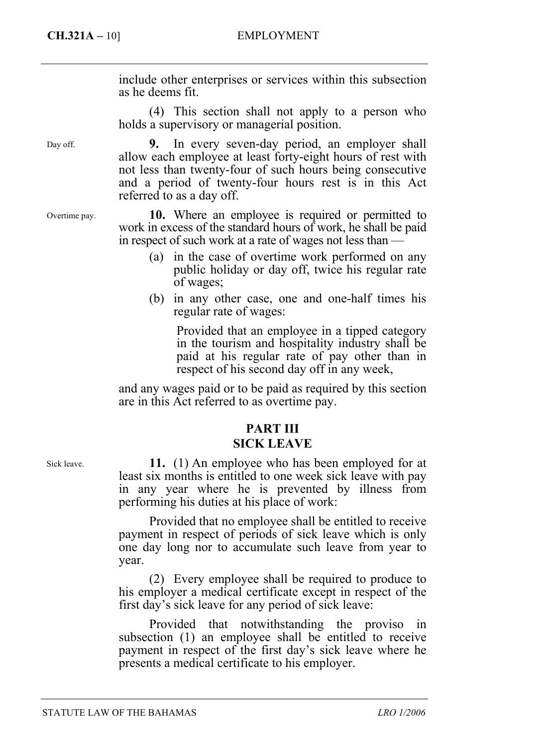include other enterprises or services within this subsection as he deems fit.

(4) This section shall not apply to a person who holds a supervisory or managerial position.

Day off.

**9.** In every seven-day period, an employer shall allow each employee at least forty-eight hours of rest with not less than twenty-four of such hours being consecutive and a period of twenty-four hours rest is in this Act referred to as a day off.

Overtime pay.

**10.** Where an employee is required or permitted to work in excess of the standard hours of work, he shall be paid in respect of such work at a rate of wages not less than —

(a) in the case of overtime work performed on any public holiday or day off, twice his regular rate of wages;

(b) in any other case, one and one-half times his regular rate of wages:

Provided that an employee in a tipped category in the tourism and hospitality industry shall be paid at his regular rate of pay other than in respect of his second day off in any week,

and any wages paid or to be paid as required by this section are in this Act referred to as overtime pay.

## PART III
## SICK LEAVE

Sick leave.

**11.** (1) An employee who has been employed for at least six months is entitled to one week sick leave with pay in any year where he is prevented by illness from performing his duties at his place of work:

Provided that no employee shall be entitled to receive payment in respect of periods of sick leave which is only one day long nor to accumulate such leave from year to year.

(2) Every employee shall be required to produce to his employer a medical certificate except in respect of the first day's sick leave for any period of sick leave:

Provided that notwithstanding the proviso in subsection (1) an employee shall be entitled to receive payment in respect of the first day's sick leave where he presents a medical certificate to his employer.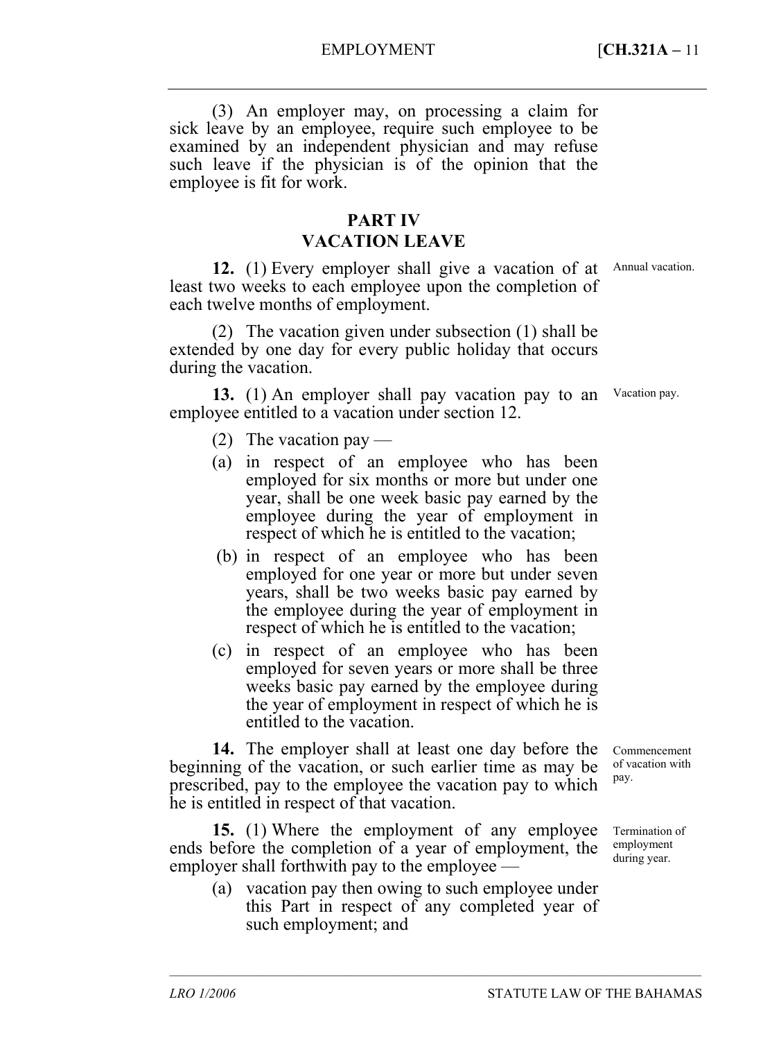(3) An employer may, on processing a claim for sick leave by an employee, require such employee to be examined by an independent physician and may refuse such leave if the physician is of the opinion that the employee is fit for work.

## PART IV
## VACATION LEAVE

Annual vacation.

**12.** (1) Every employer shall give a vacation of at least two weeks to each employee upon the completion of each twelve months of employment.

(2) The vacation given under subsection (1) shall be extended by one day for every public holiday that occurs during the vacation.

Vacation pay.

**13.** (1) An employer shall pay vacation pay to an employee entitled to a vacation under section 12.

(2) The vacation pay —

(a) in respect of an employee who has been employed for six months or more but under one year, shall be one week basic pay earned by the employee during the year of employment in respect of which he is entitled to the vacation;

(b) in respect of an employee who has been employed for one year or more but under seven years, shall be two weeks basic pay earned by the employee during the year of employment in respect of which he is entitled to the vacation;

(c) in respect of an employee who has been employed for seven years or more shall be three weeks basic pay earned by the employee during the year of employment in respect of which he is entitled to the vacation.

Commencement of vacation with pay.

**14.** The employer shall at least one day before the beginning of the vacation, or such earlier time as may be prescribed, pay to the employee the vacation pay to which he is entitled in respect of that vacation.

Termination of employment during year.

**15.** (1) Where the employment of any employee ends before the completion of a year of employment, the employer shall forthwith pay to the employee —

(a) vacation pay then owing to such employee under this Part in respect of any completed year of such employment; and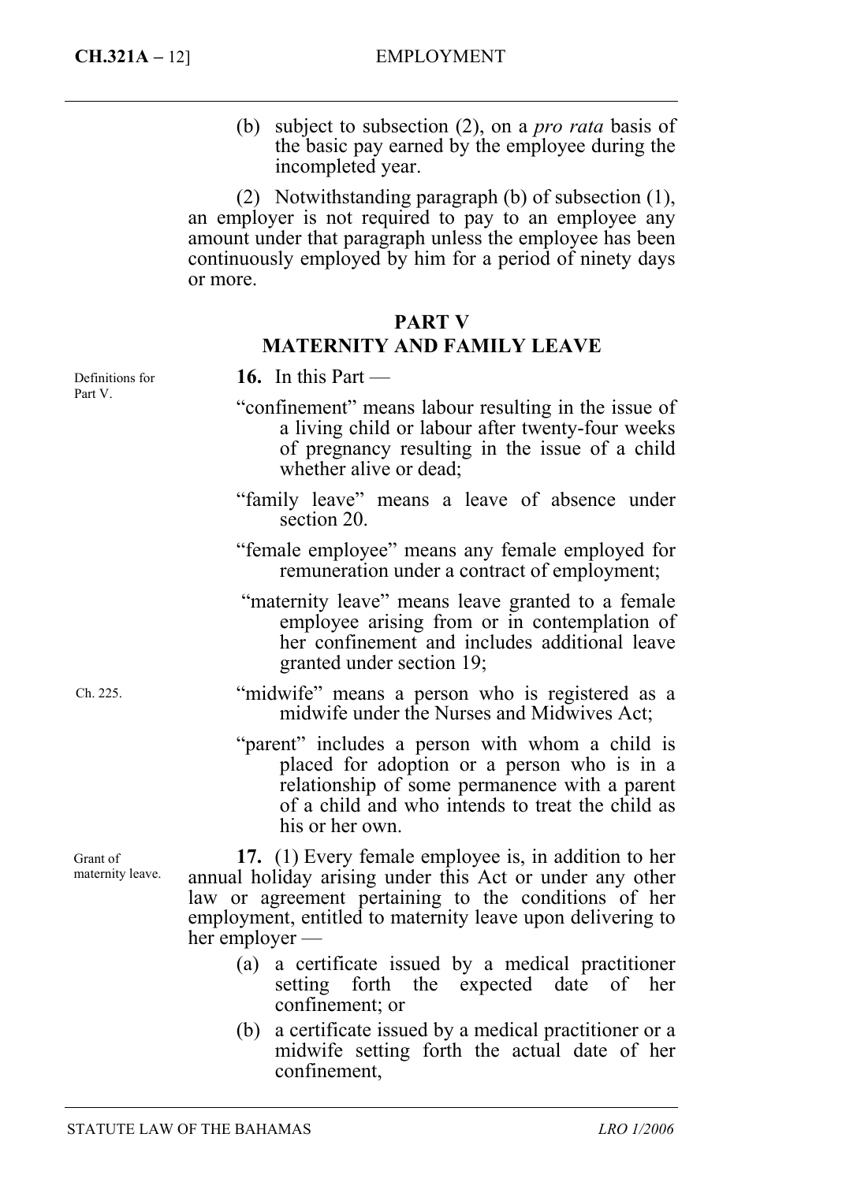(b) subject to subsection (2), on a *pro rata* basis of the basic pay earned by the employee during the incompleted year.

(2) Notwithstanding paragraph (b) of subsection (1), an employer is not required to pay to an employee any amount under that paragraph unless the employee has been continuously employed by him for a period of ninety days or more.

## PART V
## MATERNITY AND FAMILY LEAVE

Definitions for Part V.

**16.** In this Part —

"confinement" means labour resulting in the issue of a living child or labour after twenty-four weeks of pregnancy resulting in the issue of a child whether alive or dead;

"family leave" means a leave of absence under section 20.

"female employee" means any female employed for remuneration under a contract of employment;

"maternity leave" means leave granted to a female employee arising from or in contemplation of her confinement and includes additional leave granted under section 19;

Ch. 225.

"midwife" means a person who is registered as a midwife under the Nurses and Midwives Act;

"parent" includes a person with whom a child is placed for adoption or a person who is in a relationship of some permanence with a parent of a child and who intends to treat the child as his or her own.

Grant of maternity leave.

**17.** (1) Every female employee is, in addition to her annual holiday arising under this Act or under any other law or agreement pertaining to the conditions of her employment, entitled to maternity leave upon delivering to her employer —

(a) a certificate issued by a medical practitioner setting forth the expected date of her confinement; or

(b) a certificate issued by a medical practitioner or a midwife setting forth the actual date of her confinement,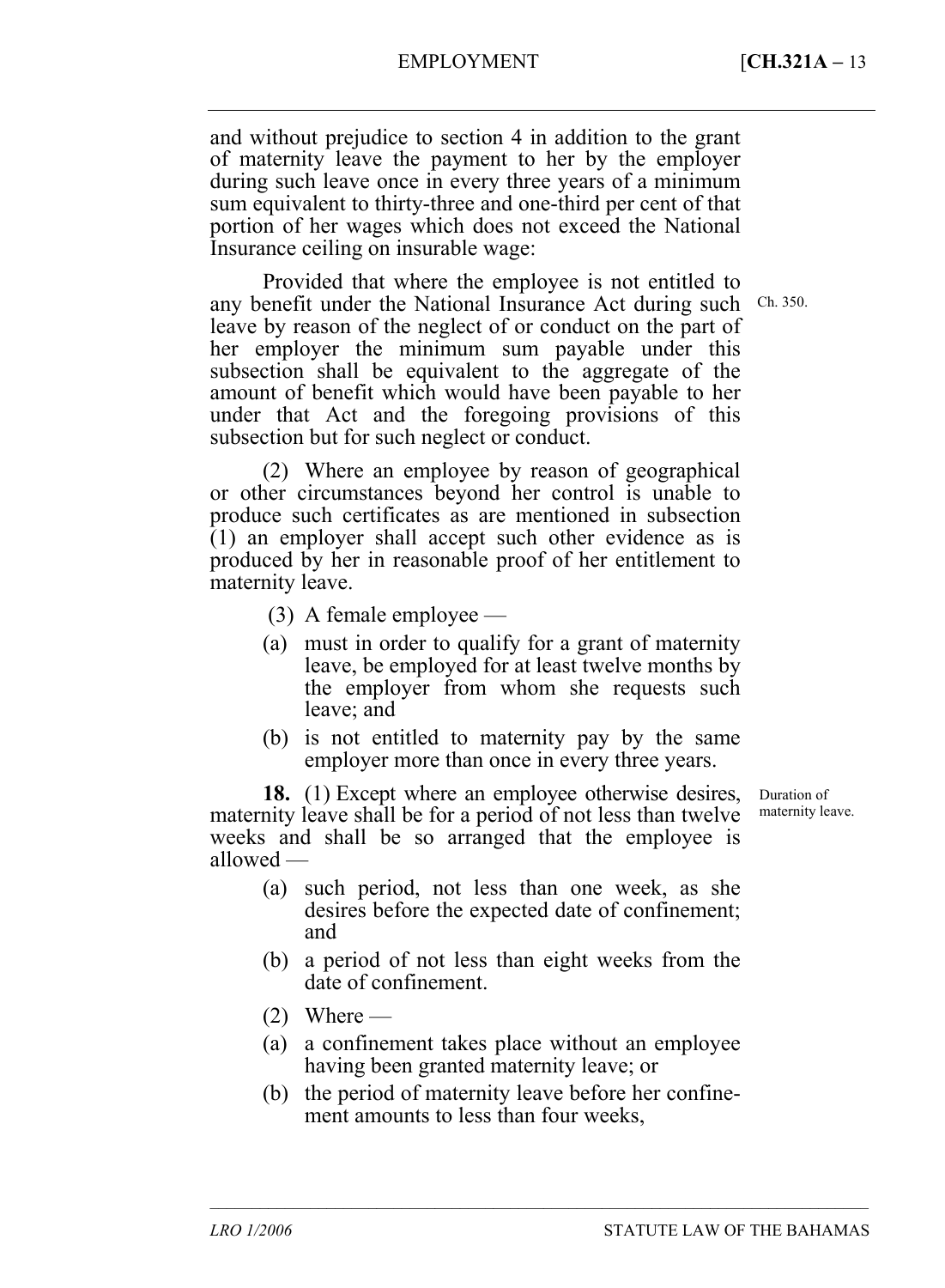and without prejudice to section 4 in addition to the grant of maternity leave the payment to her by the employer during such leave once in every three years of a minimum sum equivalent to thirty-three and one-third per cent of that portion of her wages which does not exceed the National Insurance ceiling on insurable wage:

Provided that where the employee is not entitled to any benefit under the National Insurance Act during such leave by reason of the neglect of or conduct on the part of her employer the minimum sum payable under this subsection shall be equivalent to the aggregate of the amount of benefit which would have been payable to her under that Act and the foregoing provisions of this subsection but for such neglect or conduct.

Ch. 350.

(2) Where an employee by reason of geographical or other circumstances beyond her control is unable to produce such certificates as are mentioned in subsection (1) an employer shall accept such other evidence as is produced by her in reasonable proof of her entitlement to maternity leave.

(3) A female employee —

(a) must in order to qualify for a grant of maternity leave, be employed for at least twelve months by the employer from whom she requests such leave; and

(b) is not entitled to maternity pay by the same employer more than once in every three years.

Duration of maternity leave.

**18.** (1) Except where an employee otherwise desires, maternity leave shall be for a period of not less than twelve weeks and shall be so arranged that the employee is allowed —

(a) such period, not less than one week, as she desires before the expected date of confinement; and

(b) a period of not less than eight weeks from the date of confinement.

(2) Where —

(a) a confinement takes place without an employee having been granted maternity leave; or

(b) the period of maternity leave before her confinement amounts to less than four weeks,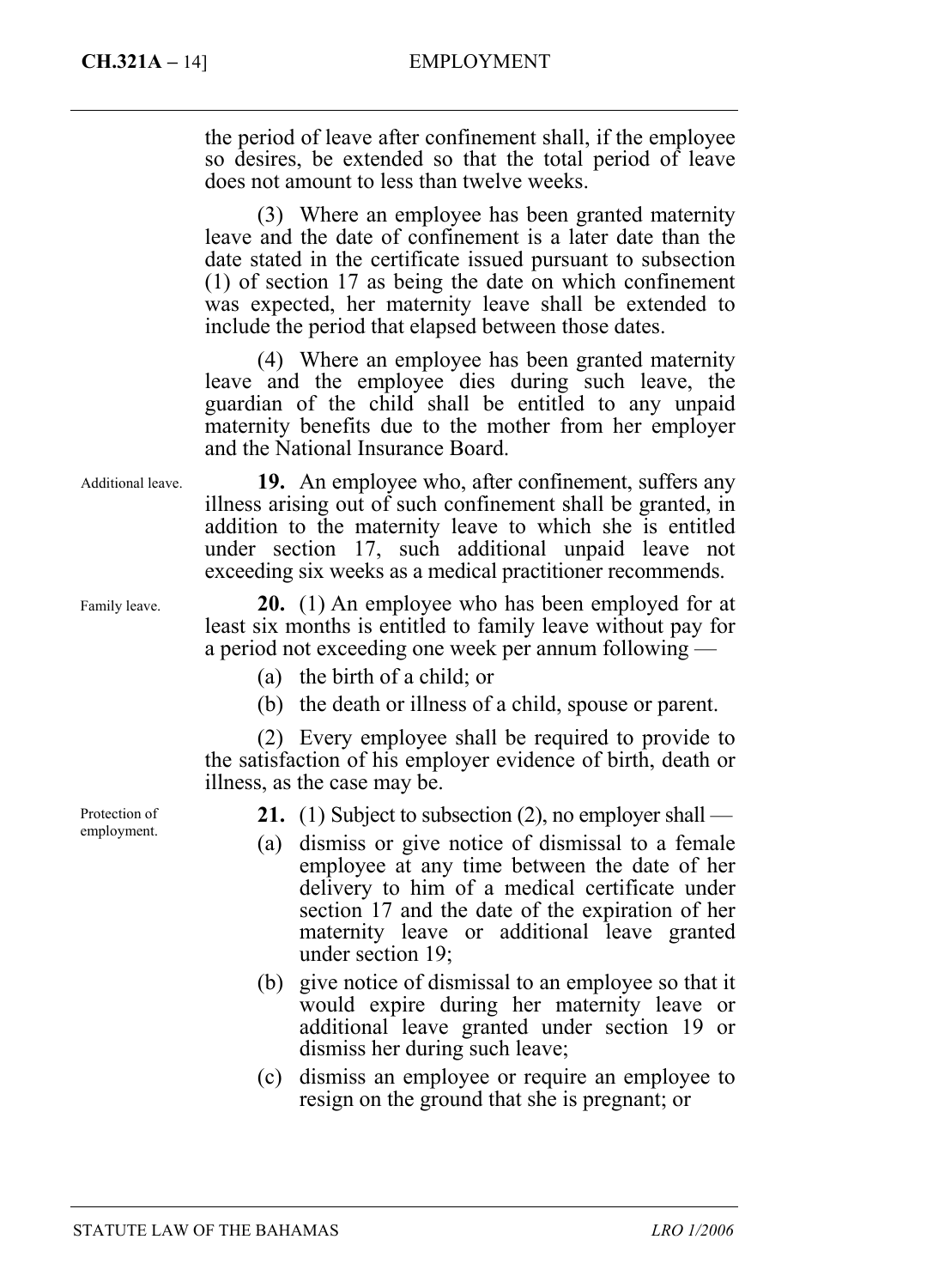the period of leave after confinement shall, if the employee so desires, be extended so that the total period of leave does not amount to less than twelve weeks.

(3) Where an employee has been granted maternity leave and the date of confinement is a later date than the date stated in the certificate issued pursuant to subsection (1) of section 17 as being the date on which confinement was expected, her maternity leave shall be extended to include the period that elapsed between those dates.

(4) Where an employee has been granted maternity leave and the employee dies during such leave, the guardian of the child shall be entitled to any unpaid maternity benefits due to the mother from her employer and the National Insurance Board.

Additional leave.

**19.** An employee who, after confinement, suffers any illness arising out of such confinement shall be granted, in addition to the maternity leave to which she is entitled under section 17, such additional unpaid leave not exceeding six weeks as a medical practitioner recommends.

Family leave.

**20.** (1) An employee who has been employed for at least six months is entitled to family leave without pay for a period not exceeding one week per annum following —

(a) the birth of a child; or

(b) the death or illness of a child, spouse or parent.

(2) Every employee shall be required to provide to the satisfaction of his employer evidence of birth, death or illness, as the case may be.

Protection of employment.

**21.** (1) Subject to subsection (2), no employer shall —

(a) dismiss or give notice of dismissal to a female employee at any time between the date of her delivery to him of a medical certificate under section 17 and the date of the expiration of her maternity leave or additional leave granted under section 19;

(b) give notice of dismissal to an employee so that it would expire during her maternity leave or additional leave granted under section 19 or dismiss her during such leave;

(c) dismiss an employee or require an employee to resign on the ground that she is pregnant; or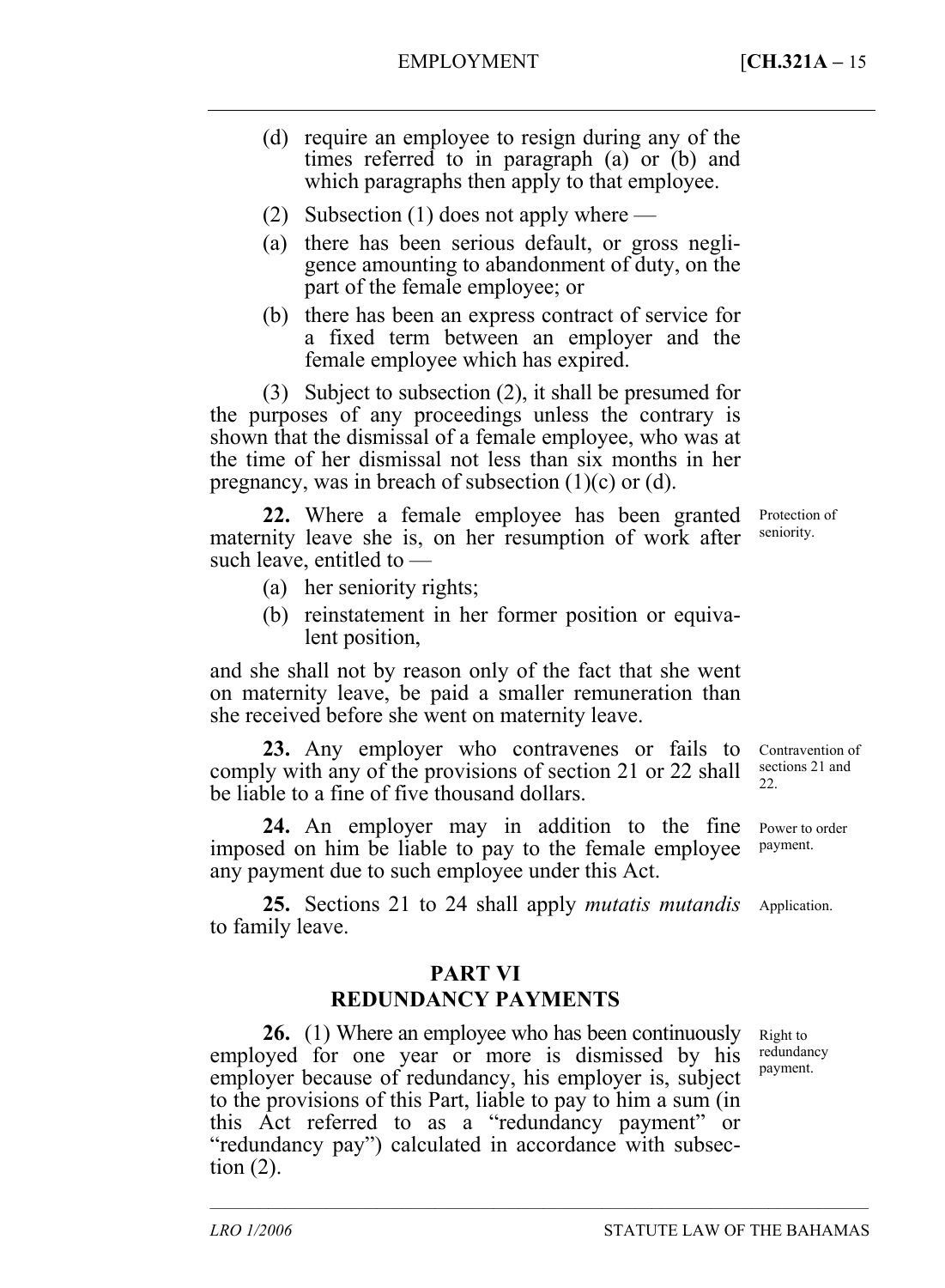(d) require an employee to resign during any of the times referred to in paragraph (a) or (b) and which paragraphs then apply to that employee.

(2) Subsection (1) does not apply where —

(a) there has been serious default, or gross negligence amounting to abandonment of duty, on the part of the female employee; or

(b) there has been an express contract of service for a fixed term between an employer and the female employee which has expired.

(3) Subject to subsection (2), it shall be presumed for the purposes of any proceedings unless the contrary is shown that the dismissal of a female employee, who was at the time of her dismissal not less than six months in her pregnancy, was in breach of subsection (1)(c) or (d).

Protection of seniority.

**22.** Where a female employee has been granted maternity leave she is, on her resumption of work after such leave, entitled to —

(a) her seniority rights;

(b) reinstatement in her former position or equivalent position,

and she shall not by reason only of the fact that she went on maternity leave, be paid a smaller remuneration than she received before she went on maternity leave.

Contravention of sections 21 and 22.

**23.** Any employer who contravenes or fails to comply with any of the provisions of section 21 or 22 shall be liable to a fine of five thousand dollars.

Power to order payment.

**24.** An employer may in addition to the fine imposed on him be liable to pay to the female employee any payment due to such employee under this Act.

Application.

**25.** Sections 21 to 24 shall apply *mutatis mutandis* to family leave.

## PART VI
## REDUNDANCY PAYMENTS

Right to redundancy payment.

**26.** (1) Where an employee who has been continuously employed for one year or more is dismissed by his employer because of redundancy, his employer is, subject to the provisions of this Part, liable to pay to him a sum (in this Act referred to as a "redundancy payment" or "redundancy pay") calculated in accordance with subsection (2).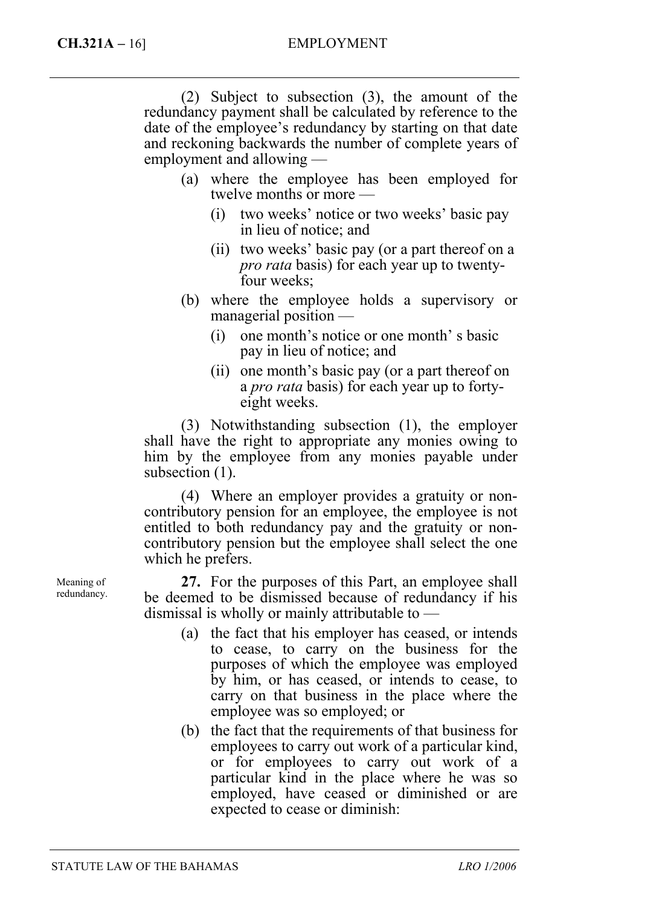(2) Subject to subsection (3), the amount of the redundancy payment shall be calculated by reference to the date of the employee's redundancy by starting on that date and reckoning backwards the number of complete years of employment and allowing —

(a) where the employee has been employed for twelve months or more —

(i) two weeks' notice or two weeks' basic pay in lieu of notice; and

(ii) two weeks' basic pay (or a part thereof on a *pro rata* basis) for each year up to twenty-four weeks;

(b) where the employee holds a supervisory or managerial position —

(i) one month's notice or one month' s basic pay in lieu of notice; and

(ii) one month's basic pay (or a part thereof on a *pro rata* basis) for each year up to forty-eight weeks.

(3) Notwithstanding subsection (1), the employer shall have the right to appropriate any monies owing to him by the employee from any monies payable under subsection (1).

(4) Where an employer provides a gratuity or non-contributory pension for an employee, the employee is not entitled to both redundancy pay and the gratuity or non-contributory pension but the employee shall select the one which he prefers.

Meaning of redundancy.

**27.** For the purposes of this Part, an employee shall be deemed to be dismissed because of redundancy if his dismissal is wholly or mainly attributable to —

(a) the fact that his employer has ceased, or intends to cease, to carry on the business for the purposes of which the employee was employed by him, or has ceased, or intends to cease, to carry on that business in the place where the employee was so employed; or

(b) the fact that the requirements of that business for employees to carry out work of a particular kind, or for employees to carry out work of a particular kind in the place where he was so employed, have ceased or diminished or are expected to cease or diminish: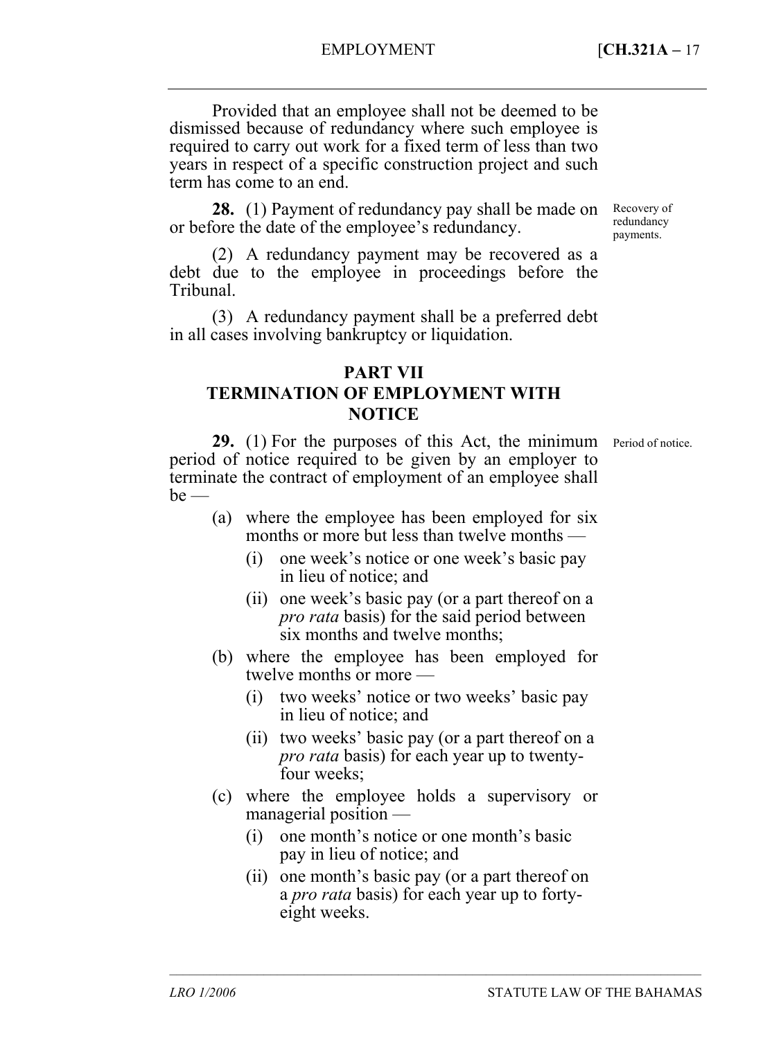Provided that an employee shall not be deemed to be dismissed because of redundancy where such employee is required to carry out work for a fixed term of less than two years in respect of a specific construction project and such term has come to an end.

Recovery of redundancy payments.

**28.** (1) Payment of redundancy pay shall be made on or before the date of the employee's redundancy.

(2) A redundancy payment may be recovered as a debt due to the employee in proceedings before the Tribunal.

(3) A redundancy payment shall be a preferred debt in all cases involving bankruptcy or liquidation.

## PART VII
## TERMINATION OF EMPLOYMENT WITH NOTICE

Period of notice.

**29.** (1) For the purposes of this Act, the minimum period of notice required to be given by an employer to terminate the contract of employment of an employee shall be —

(a) where the employee has been employed for six months or more but less than twelve months —

(i) one week's notice or one week's basic pay in lieu of notice; and

(ii) one week's basic pay (or a part thereof on a *pro rata* basis) for the said period between six months and twelve months;

(b) where the employee has been employed for twelve months or more —

(i) two weeks' notice or two weeks' basic pay in lieu of notice; and

(ii) two weeks' basic pay (or a part thereof on a *pro rata* basis) for each year up to twenty-four weeks;

(c) where the employee holds a supervisory or managerial position —

(i) one month's notice or one month's basic pay in lieu of notice; and

(ii) one month's basic pay (or a part thereof on a *pro rata* basis) for each year up to forty-eight weeks.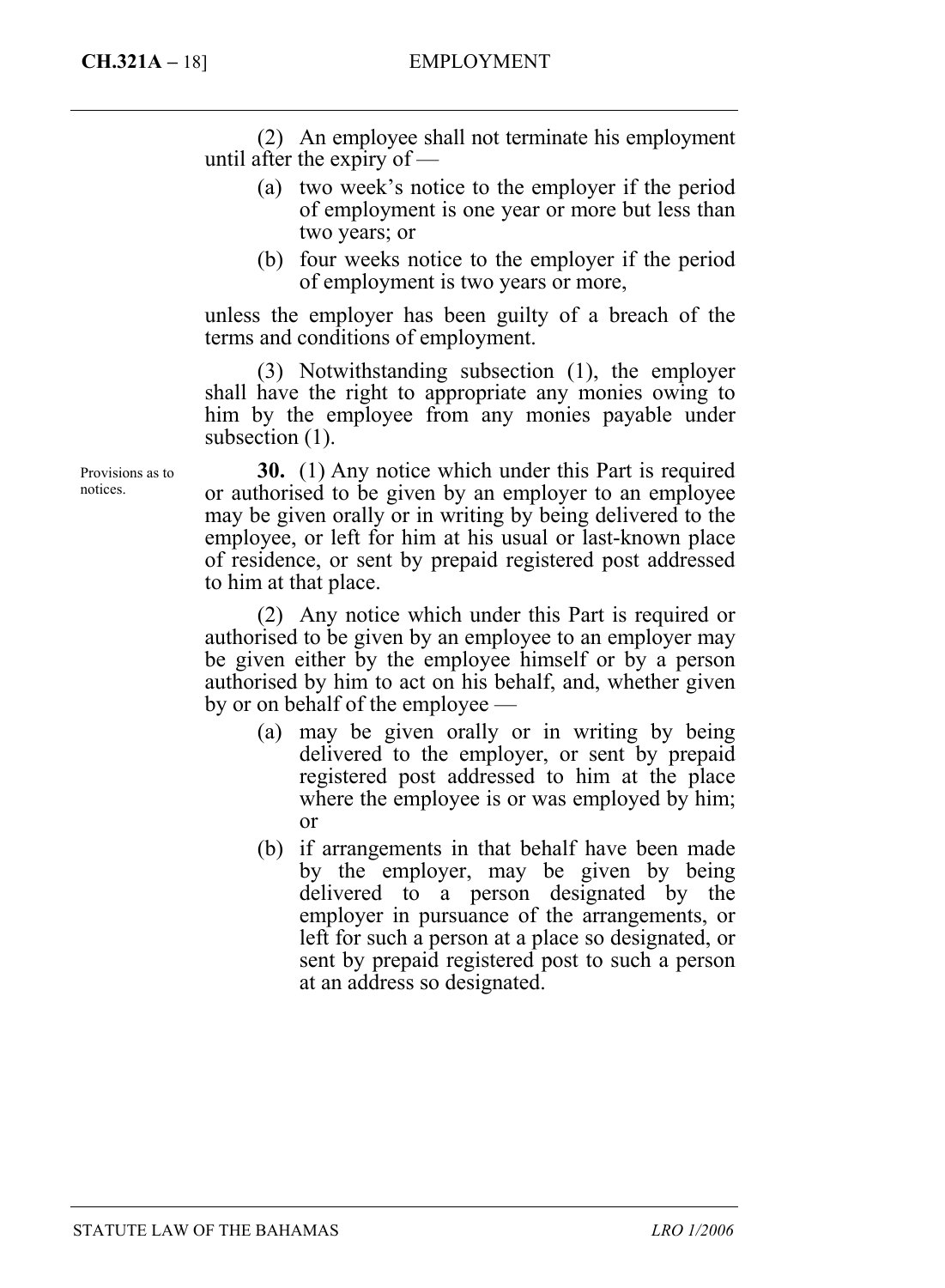(2) An employee shall not terminate his employment until after the expiry of —

(a) two week's notice to the employer if the period of employment is one year or more but less than two years; or

(b) four weeks notice to the employer if the period of employment is two years or more,

unless the employer has been guilty of a breach of the terms and conditions of employment.

(3) Notwithstanding subsection (1), the employer shall have the right to appropriate any monies owing to him by the employee from any monies payable under subsection (1).

Provisions as to notices.

**30.** (1) Any notice which under this Part is required or authorised to be given by an employer to an employee may be given orally or in writing by being delivered to the employee, or left for him at his usual or last-known place of residence, or sent by prepaid registered post addressed to him at that place.

(2) Any notice which under this Part is required or authorised to be given by an employee to an employer may be given either by the employee himself or by a person authorised by him to act on his behalf, and, whether given by or on behalf of the employee —

(a) may be given orally or in writing by being delivered to the employer, or sent by prepaid registered post addressed to him at the place where the employee is or was employed by him; or

(b) if arrangements in that behalf have been made by the employer, may be given by being delivered to a person designated by the employer in pursuance of the arrangements, or left for such a person at a place so designated, or sent by prepaid registered post to such a person at an address so designated.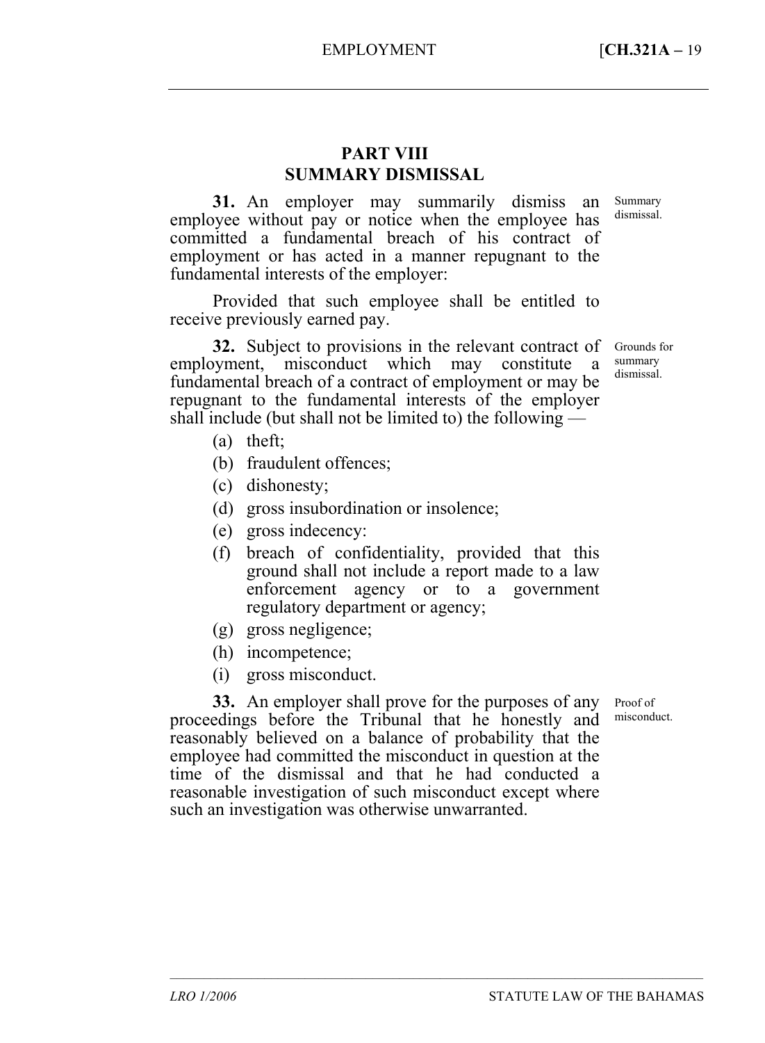## PART VIII
## SUMMARY DISMISSAL

Summary dismissal.

**31.** An employer may summarily dismiss an employee without pay or notice when the employee has committed a fundamental breach of his contract of employment or has acted in a manner repugnant to the fundamental interests of the employer:

Provided that such employee shall be entitled to receive previously earned pay.

Grounds for summary dismissal.

**32.** Subject to provisions in the relevant contract of employment, misconduct which may constitute a fundamental breach of a contract of employment or may be repugnant to the fundamental interests of the employer shall include (but shall not be limited to) the following —

- (a) theft;
- (b) fraudulent offences;
- (c) dishonesty;
- (d) gross insubordination or insolence;
- (e) gross indecency:
- (f) breach of confidentiality, provided that this ground shall not include a report made to a law enforcement agency or to a government regulatory department or agency;
- (g) gross negligence;
- (h) incompetence;
- (i) gross misconduct.

Proof of misconduct.

**33.** An employer shall prove for the purposes of any proceedings before the Tribunal that he honestly and reasonably believed on a balance of probability that the employee had committed the misconduct in question at the time of the dismissal and that he had conducted a reasonable investigation of such misconduct except where such an investigation was otherwise unwarranted.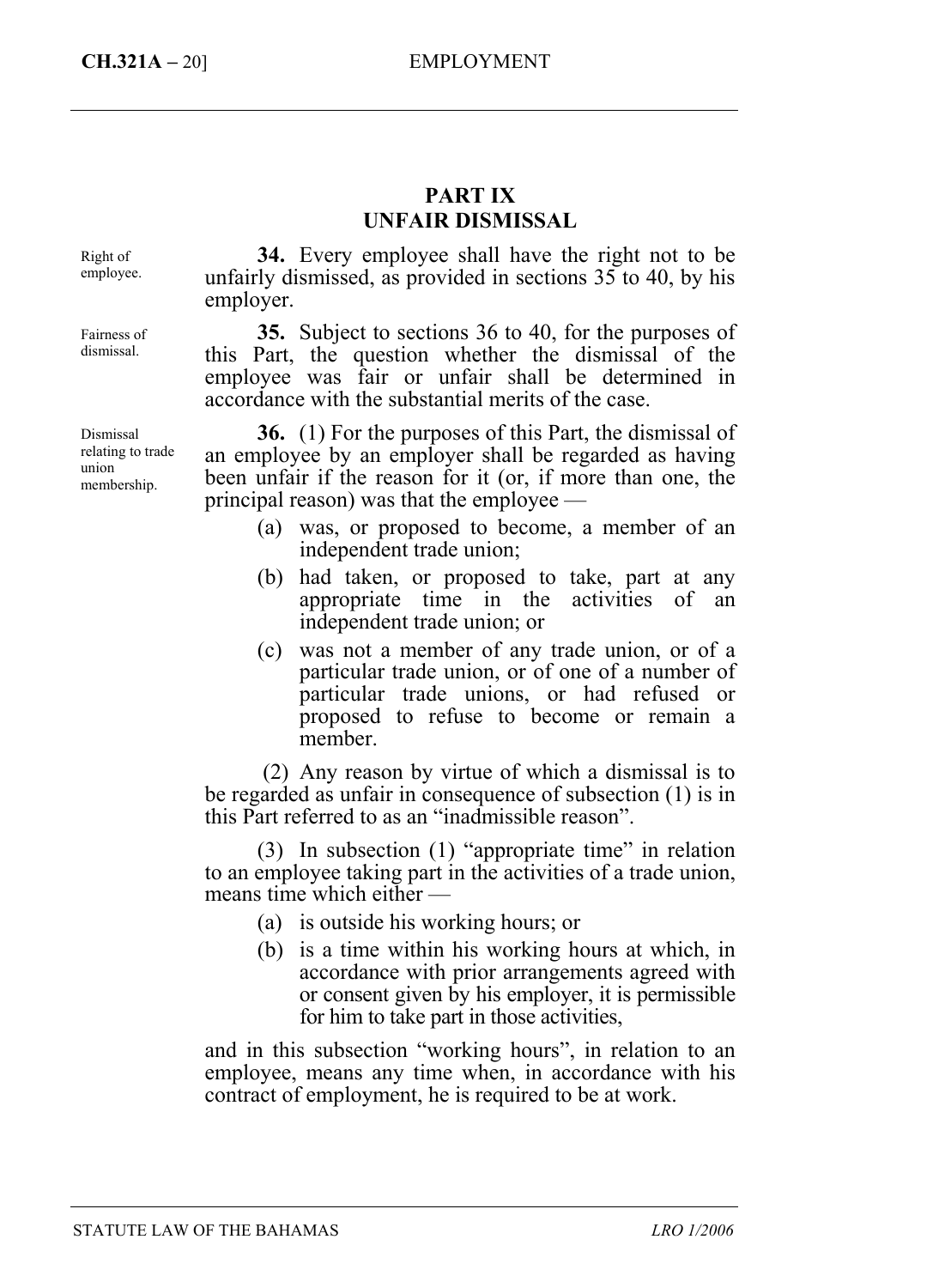## PART IX
## UNFAIR DISMISSAL

Right of employee.

**34.** Every employee shall have the right not to be unfairly dismissed, as provided in sections 35 to 40, by his employer.

Fairness of dismissal.

**35.** Subject to sections 36 to 40, for the purposes of this Part, the question whether the dismissal of the employee was fair or unfair shall be determined in accordance with the substantial merits of the case.

Dismissal relating to trade union membership.

**36.** (1) For the purposes of this Part, the dismissal of an employee by an employer shall be regarded as having been unfair if the reason for it (or, if more than one, the principal reason) was that the employee —

(a) was, or proposed to become, a member of an independent trade union;

(b) had taken, or proposed to take, part at any appropriate time in the activities of an independent trade union; or

(c) was not a member of any trade union, or of a particular trade union, or of one of a number of particular trade unions, or had refused or proposed to refuse to become or remain a member.

(2) Any reason by virtue of which a dismissal is to be regarded as unfair in consequence of subsection (1) is in this Part referred to as an "inadmissible reason".

(3) In subsection (1) "appropriate time" in relation to an employee taking part in the activities of a trade union, means time which either —

(a) is outside his working hours; or

(b) is a time within his working hours at which, in accordance with prior arrangements agreed with or consent given by his employer, it is permissible for him to take part in those activities,

and in this subsection "working hours", in relation to an employee, means any time when, in accordance with his contract of employment, he is required to be at work.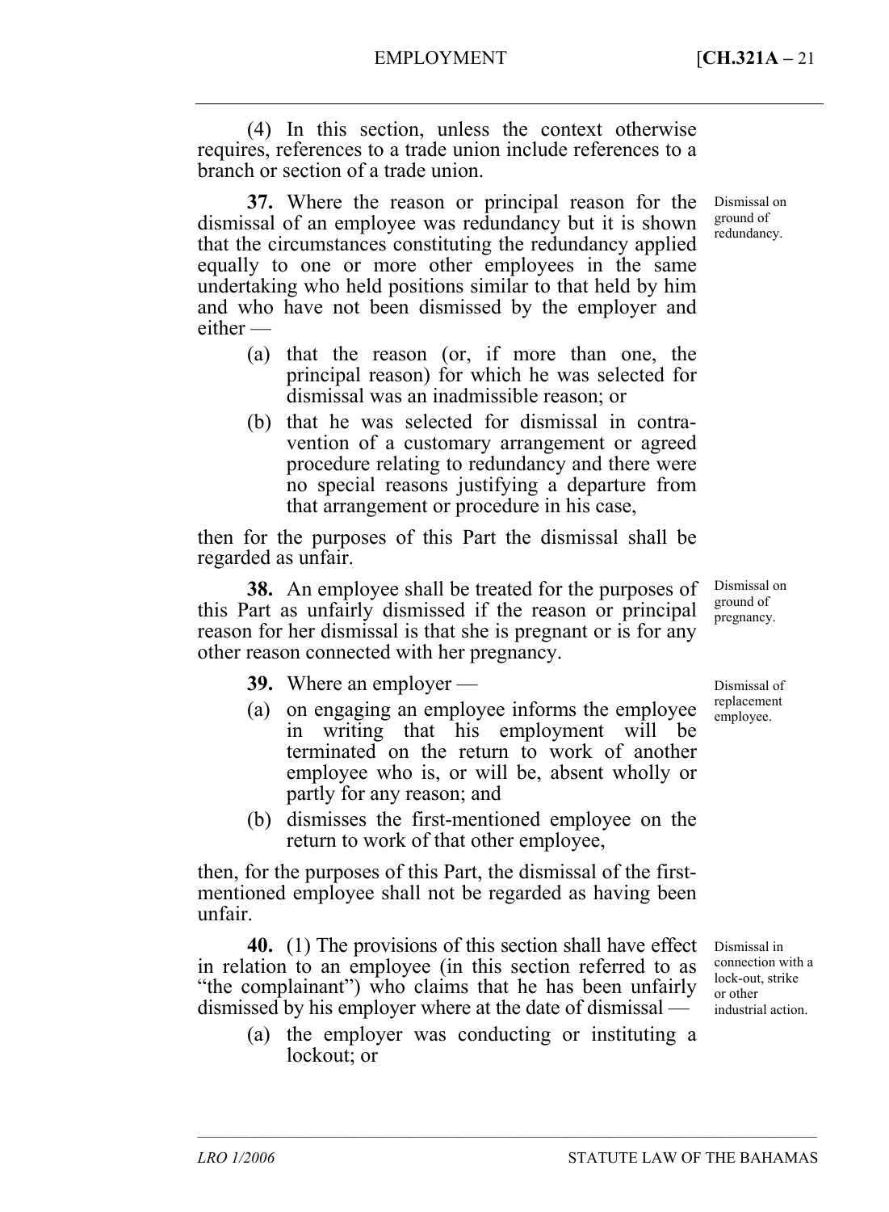(4) In this section, unless the context otherwise requires, references to a trade union include references to a branch or section of a trade union.

Dismissal on ground of redundancy.

**37.** Where the reason or principal reason for the dismissal of an employee was redundancy but it is shown that the circumstances constituting the redundancy applied equally to one or more other employees in the same undertaking who held positions similar to that held by him and who have not been dismissed by the employer and either —

(a) that the reason (or, if more than one, the principal reason) for which he was selected for dismissal was an inadmissible reason; or

(b) that he was selected for dismissal in contravention of a customary arrangement or agreed procedure relating to redundancy and there were no special reasons justifying a departure from that arrangement or procedure in his case,

then for the purposes of this Part the dismissal shall be regarded as unfair.

Dismissal on ground of pregnancy.

**38.** An employee shall be treated for the purposes of this Part as unfairly dismissed if the reason or principal reason for her dismissal is that she is pregnant or is for any other reason connected with her pregnancy.

Dismissal of replacement employee.

**39.** Where an employer —

(a) on engaging an employee informs the employee in writing that his employment will be terminated on the return to work of another employee who is, or will be, absent wholly or partly for any reason; and

(b) dismisses the first-mentioned employee on the return to work of that other employee,

then, for the purposes of this Part, the dismissal of the first-mentioned employee shall not be regarded as having been unfair.

Dismissal in connection with a lock-out, strike or other industrial action.

**40.** (1) The provisions of this section shall have effect in relation to an employee (in this section referred to as "the complainant") who claims that he has been unfairly dismissed by his employer where at the date of dismissal —

(a) the employer was conducting or instituting a lockout; or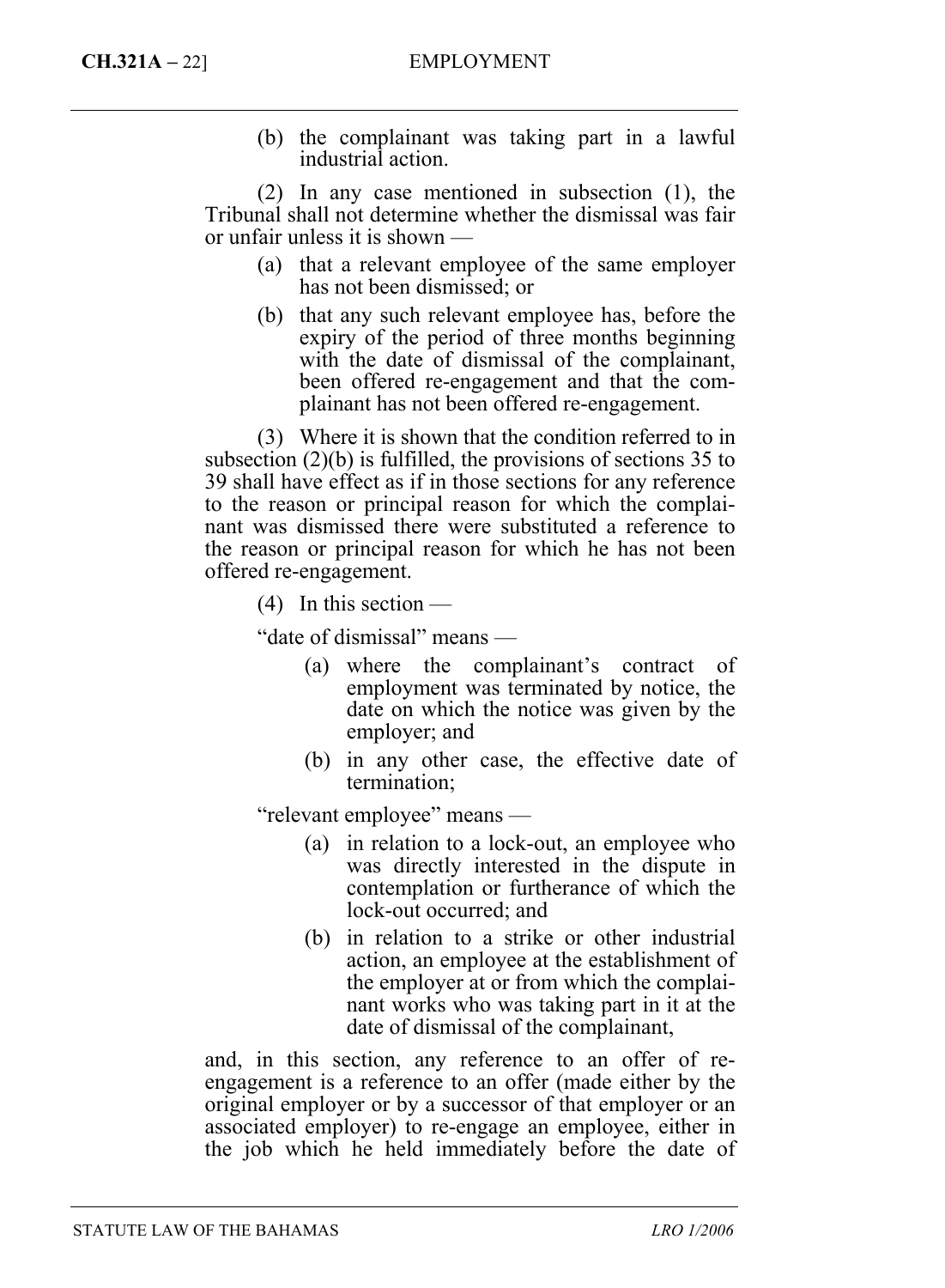(b) the complainant was taking part in a lawful industrial action.

(2) In any case mentioned in subsection (1), the Tribunal shall not determine whether the dismissal was fair or unfair unless it is shown —

(a) that a relevant employee of the same employer has not been dismissed; or

(b) that any such relevant employee has, before the expiry of the period of three months beginning with the date of dismissal of the complainant, been offered re-engagement and that the complainant has not been offered re-engagement.

(3) Where it is shown that the condition referred to in subsection (2)(b) is fulfilled, the provisions of sections 35 to 39 shall have effect as if in those sections for any reference to the reason or principal reason for which the complainant was dismissed there were substituted a reference to the reason or principal reason for which he has not been offered re-engagement.

(4) In this section —

"date of dismissal" means —

(a) where the complainant's contract of employment was terminated by notice, the date on which the notice was given by the employer; and

(b) in any other case, the effective date of termination;

"relevant employee" means —

(a) in relation to a lock-out, an employee who was directly interested in the dispute in contemplation or furtherance of which the lock-out occurred; and

(b) in relation to a strike or other industrial action, an employee at the establishment of the employer at or from which the complainant works who was taking part in it at the date of dismissal of the complainant,

and, in this section, any reference to an offer of re-engagement is a reference to an offer (made either by the original employer or by a successor of that employer or an associated employer) to re-engage an employee, either in the job which he held immediately before the date of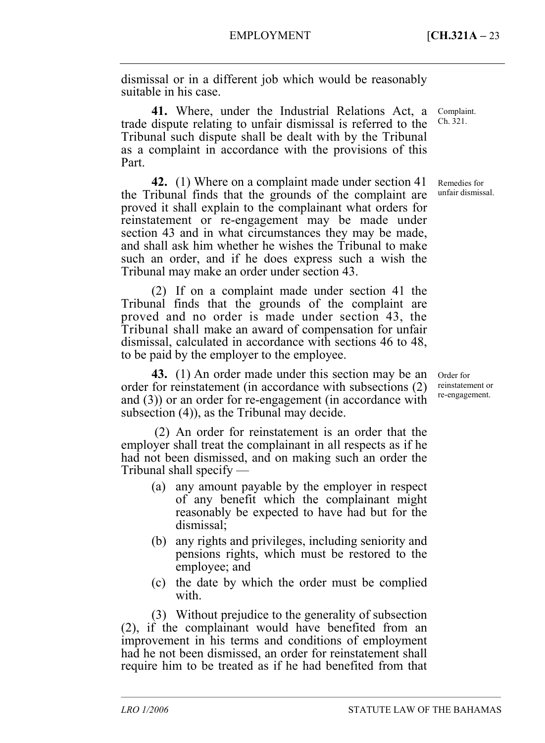dismissal or in a different job which would be reasonably suitable in his case.

Complaint. Ch. 321.

**41.** Where, under the Industrial Relations Act, a trade dispute relating to unfair dismissal is referred to the Tribunal such dispute shall be dealt with by the Tribunal as a complaint in accordance with the provisions of this Part.

Remedies for unfair dismissal.

**42.** (1) Where on a complaint made under section 41 the Tribunal finds that the grounds of the complaint are proved it shall explain to the complainant what orders for reinstatement or re-engagement may be made under section 43 and in what circumstances they may be made, and shall ask him whether he wishes the Tribunal to make such an order, and if he does express such a wish the Tribunal may make an order under section 43.

(2) If on a complaint made under section 41 the Tribunal finds that the grounds of the complaint are proved and no order is made under section 43, the Tribunal shall make an award of compensation for unfair dismissal, calculated in accordance with sections 46 to 48, to be paid by the employer to the employee.

Order for reinstatement or re-engagement.

**43.** (1) An order made under this section may be an order for reinstatement (in accordance with subsections (2) and (3)) or an order for re-engagement (in accordance with subsection (4)), as the Tribunal may decide.

(2) An order for reinstatement is an order that the employer shall treat the complainant in all respects as if he had not been dismissed, and on making such an order the Tribunal shall specify —

(a) any amount payable by the employer in respect of any benefit which the complainant might reasonably be expected to have had but for the dismissal;

(b) any rights and privileges, including seniority and pensions rights, which must be restored to the employee; and

(c) the date by which the order must be complied with.

(3) Without prejudice to the generality of subsection (2), if the complainant would have benefited from an improvement in his terms and conditions of employment had he not been dismissed, an order for reinstatement shall require him to be treated as if he had benefited from that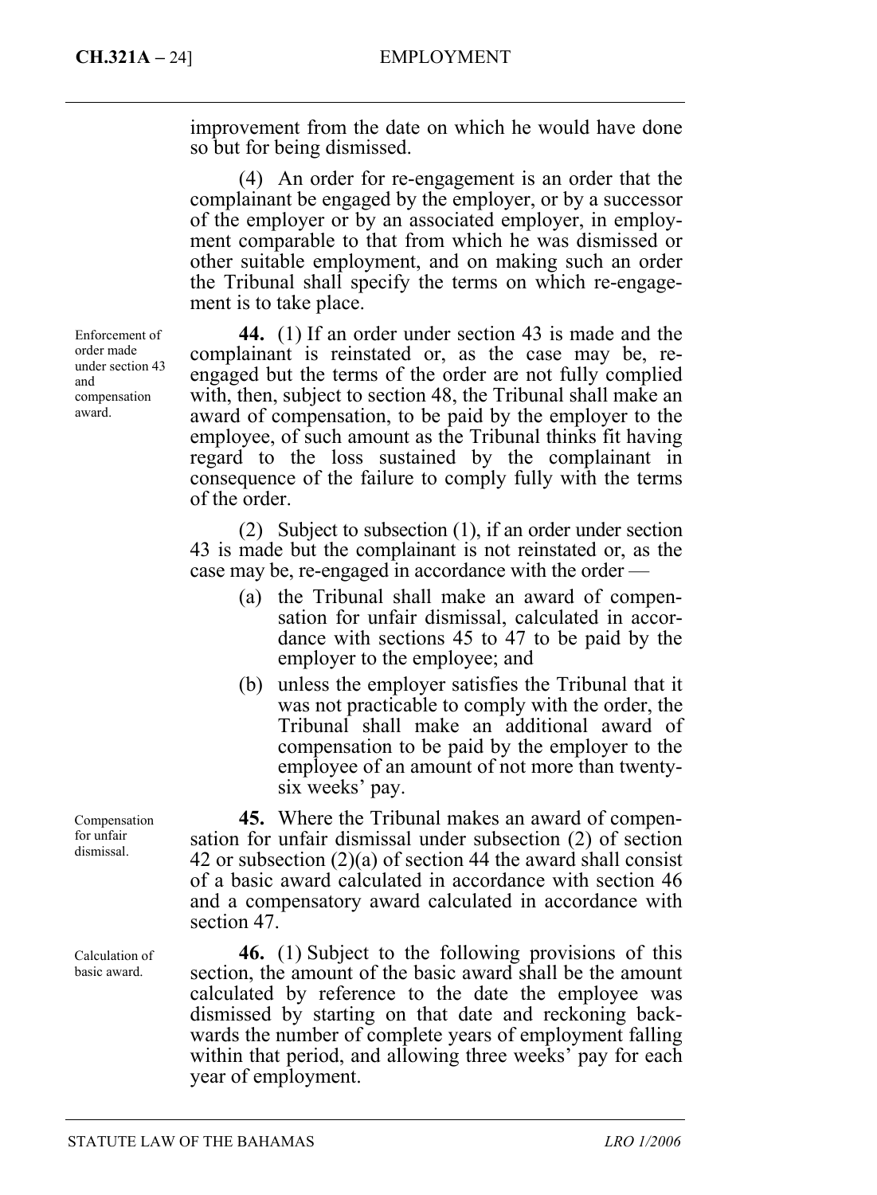improvement from the date on which he would have done so but for being dismissed.

(4) An order for re-engagement is an order that the complainant be engaged by the employer, or by a successor of the employer or by an associated employer, in employment comparable to that from which he was dismissed or other suitable employment, and on making such an order the Tribunal shall specify the terms on which re-engagement is to take place.

Enforcement of order made under section 43 and compensation award.

**44.** (1) If an order under section 43 is made and the complainant is reinstated or, as the case may be, re-engaged but the terms of the order are not fully complied with, then, subject to section 48, the Tribunal shall make an award of compensation, to be paid by the employer to the employee, of such amount as the Tribunal thinks fit having regard to the loss sustained by the complainant in consequence of the failure to comply fully with the terms of the order.

(2) Subject to subsection (1), if an order under section 43 is made but the complainant is not reinstated or, as the case may be, re-engaged in accordance with the order —

(a) the Tribunal shall make an award of compensation for unfair dismissal, calculated in accordance with sections 45 to 47 to be paid by the employer to the employee; and

(b) unless the employer satisfies the Tribunal that it was not practicable to comply with the order, the Tribunal shall make an additional award of compensation to be paid by the employer to the employee of an amount of not more than twenty-six weeks' pay.

Compensation for unfair dismissal.

**45.** Where the Tribunal makes an award of compensation for unfair dismissal under subsection (2) of section 42 or subsection (2)(a) of section 44 the award shall consist of a basic award calculated in accordance with section 46 and a compensatory award calculated in accordance with section 47.

Calculation of basic award.

**46.** (1) Subject to the following provisions of this section, the amount of the basic award shall be the amount calculated by reference to the date the employee was dismissed by starting on that date and reckoning backwards the number of complete years of employment falling within that period, and allowing three weeks' pay for each year of employment.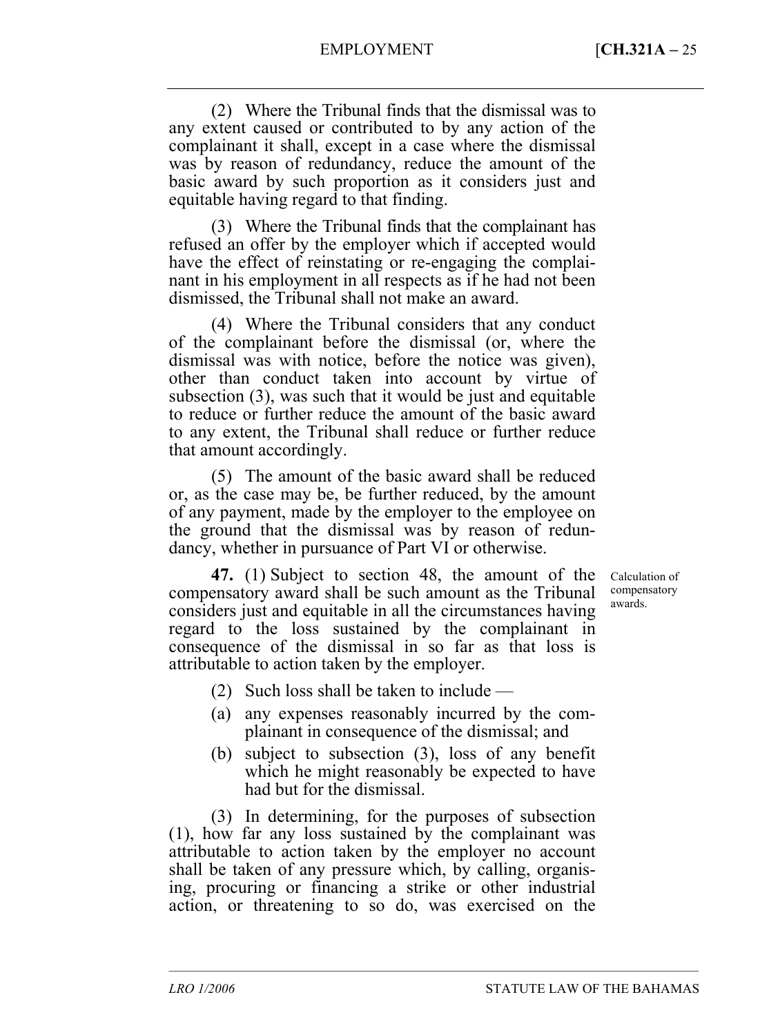(2) Where the Tribunal finds that the dismissal was to any extent caused or contributed to by any action of the complainant it shall, except in a case where the dismissal was by reason of redundancy, reduce the amount of the basic award by such proportion as it considers just and equitable having regard to that finding.

(3) Where the Tribunal finds that the complainant has refused an offer by the employer which if accepted would have the effect of reinstating or re-engaging the complainant in his employment in all respects as if he had not been dismissed, the Tribunal shall not make an award.

(4) Where the Tribunal considers that any conduct of the complainant before the dismissal (or, where the dismissal was with notice, before the notice was given), other than conduct taken into account by virtue of subsection (3), was such that it would be just and equitable to reduce or further reduce the amount of the basic award to any extent, the Tribunal shall reduce or further reduce that amount accordingly.

(5) The amount of the basic award shall be reduced or, as the case may be, be further reduced, by the amount of any payment, made by the employer to the employee on the ground that the dismissal was by reason of redundancy, whether in pursuance of Part VI or otherwise.

*Calculation of compensatory awards.*

**47.** (1) Subject to section 48, the amount of the compensatory award shall be such amount as the Tribunal considers just and equitable in all the circumstances having regard to the loss sustained by the complainant in consequence of the dismissal in so far as that loss is attributable to action taken by the employer.

(2) Such loss shall be taken to include —

(a) any expenses reasonably incurred by the complainant in consequence of the dismissal; and

(b) subject to subsection (3), loss of any benefit which he might reasonably be expected to have had but for the dismissal.

(3) In determining, for the purposes of subsection (1), how far any loss sustained by the complainant was attributable to action taken by the employer no account shall be taken of any pressure which, by calling, organising, procuring or financing a strike or other industrial action, or threatening to so do, was exercised on the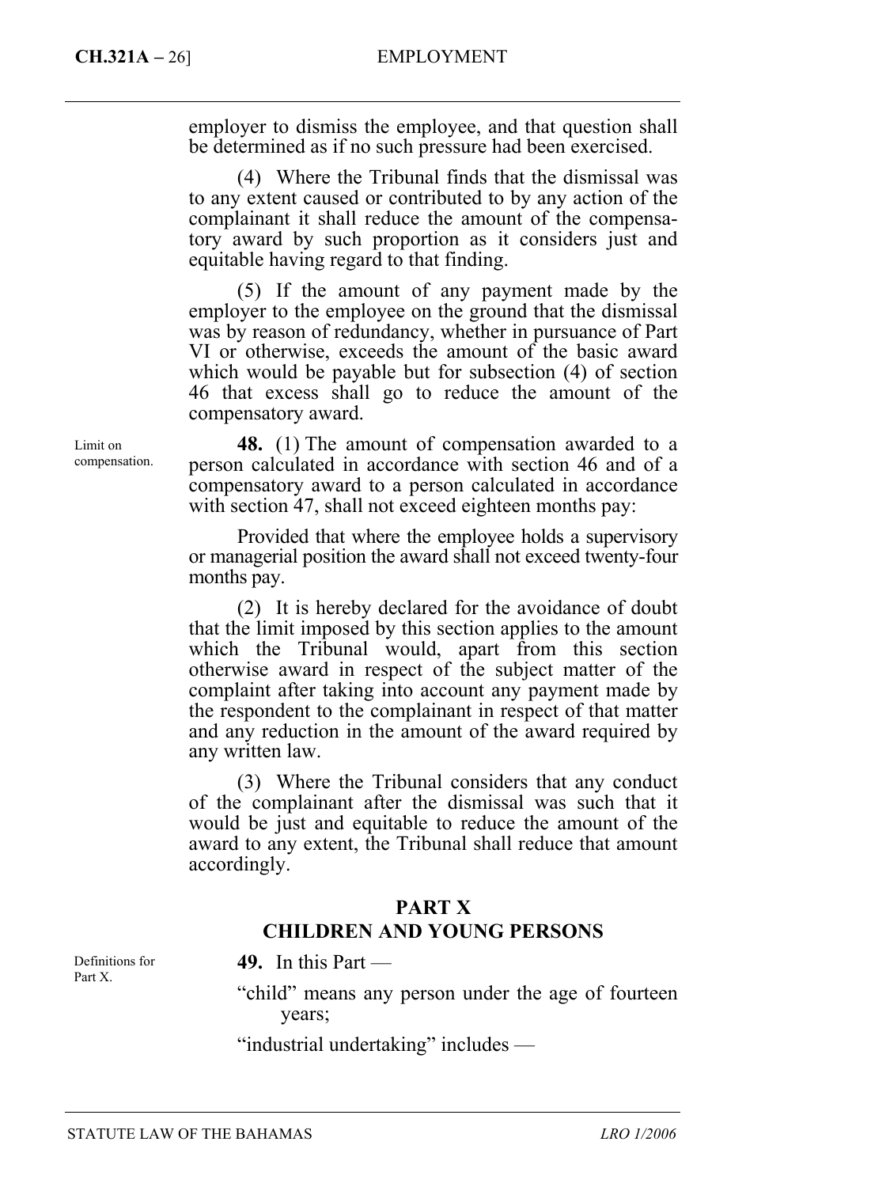employer to dismiss the employee, and that question shall be determined as if no such pressure had been exercised.

(4) Where the Tribunal finds that the dismissal was to any extent caused or contributed to by any action of the complainant it shall reduce the amount of the compensatory award by such proportion as it considers just and equitable having regard to that finding.

(5) If the amount of any payment made by the employer to the employee on the ground that the dismissal was by reason of redundancy, whether in pursuance of Part VI or otherwise, exceeds the amount of the basic award which would be payable but for subsection (4) of section 46 that excess shall go to reduce the amount of the compensatory award.

Limit on compensation.

**48.** (1) The amount of compensation awarded to a person calculated in accordance with section 46 and of a compensatory award to a person calculated in accordance with section 47, shall not exceed eighteen months pay:

Provided that where the employee holds a supervisory or managerial position the award shall not exceed twenty-four months pay.

(2) It is hereby declared for the avoidance of doubt that the limit imposed by this section applies to the amount which the Tribunal would, apart from this section otherwise award in respect of the subject matter of the complaint after taking into account any payment made by the respondent to the complainant in respect of that matter and any reduction in the amount of the award required by any written law.

(3) Where the Tribunal considers that any conduct of the complainant after the dismissal was such that it would be just and equitable to reduce the amount of the award to any extent, the Tribunal shall reduce that amount accordingly.

## PART X
## CHILDREN AND YOUNG PERSONS

Definitions for Part X.

**49.** In this Part —

"child" means any person under the age of fourteen years;

"industrial undertaking" includes —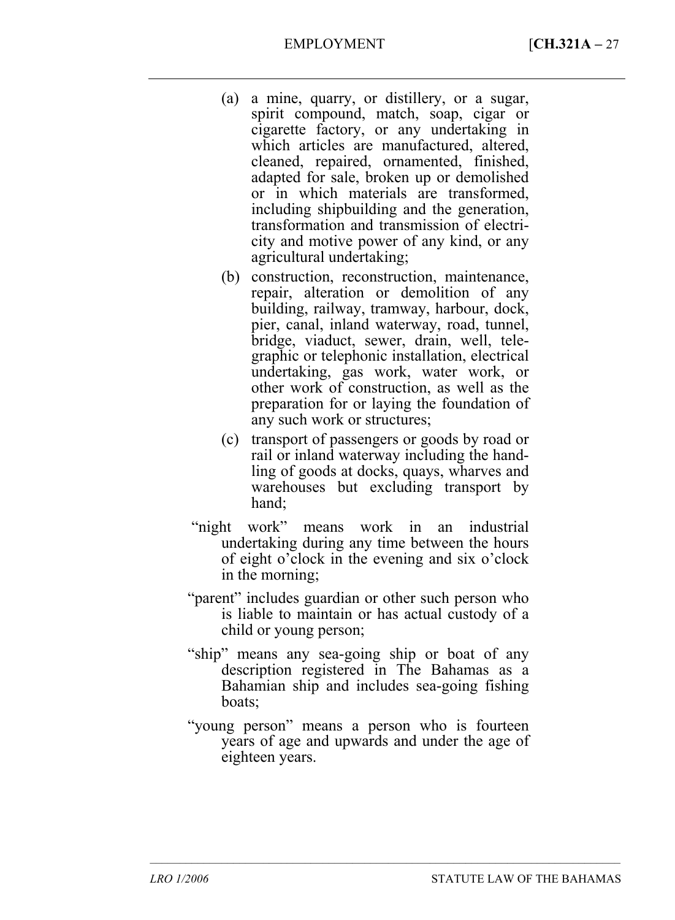(a) a mine, quarry, or distillery, or a sugar, spirit compound, match, soap, cigar or cigarette factory, or any undertaking in which articles are manufactured, altered, cleaned, repaired, ornamented, finished, adapted for sale, broken up or demolished or in which materials are transformed, including shipbuilding and the generation, transformation and transmission of electricity and motive power of any kind, or any agricultural undertaking;

(b) construction, reconstruction, maintenance, repair, alteration or demolition of any building, railway, tramway, harbour, dock, pier, canal, inland waterway, road, tunnel, bridge, viaduct, sewer, drain, well, telegraphic or telephonic installation, electrical undertaking, gas work, water work, or other work of construction, as well as the preparation for or laying the foundation of any such work or structures;

(c) transport of passengers or goods by road or rail or inland waterway including the handling of goods at docks, quays, wharves and warehouses but excluding transport by hand;

"night work" means work in an industrial undertaking during any time between the hours of eight o'clock in the evening and six o'clock in the morning;

"parent" includes guardian or other such person who is liable to maintain or has actual custody of a child or young person;

"ship" means any sea-going ship or boat of any description registered in The Bahamas as a Bahamian ship and includes sea-going fishing boats;

"young person" means a person who is fourteen years of age and upwards and under the age of eighteen years.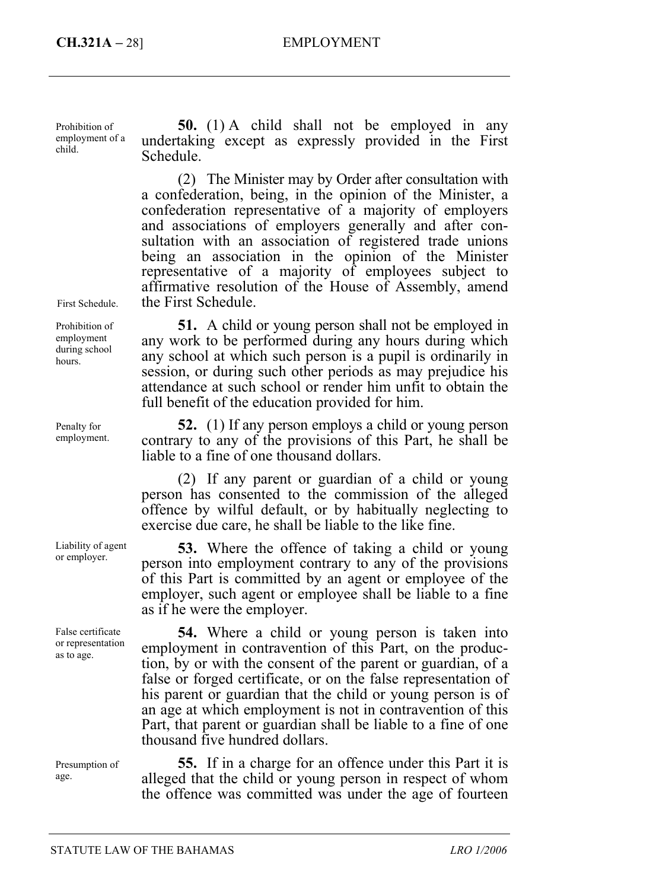Prohibition of employment of a child.

**50.** (1) A child shall not be employed in any undertaking except as expressly provided in the First Schedule.

(2) The Minister may by Order after consultation with a confederation, being, in the opinion of the Minister, a confederation representative of a majority of employers and associations of employers generally and after consultation with an association of registered trade unions being an association in the opinion of the Minister representative of a majority of employees subject to affirmative resolution of the House of Assembly, amend the First Schedule.

First Schedule.

Prohibition of employment during school hours.

**51.** A child or young person shall not be employed in any work to be performed during any hours during which any school at which such person is a pupil is ordinarily in session, or during such other periods as may prejudice his attendance at such school or render him unfit to obtain the full benefit of the education provided for him.

Penalty for employment.

**52.** (1) If any person employs a child or young person contrary to any of the provisions of this Part, he shall be liable to a fine of one thousand dollars.

(2) If any parent or guardian of a child or young person has consented to the commission of the alleged offence by wilful default, or by habitually neglecting to exercise due care, he shall be liable to the like fine.

Liability of agent or employer.

**53.** Where the offence of taking a child or young person into employment contrary to any of the provisions of this Part is committed by an agent or employee of the employer, such agent or employee shall be liable to a fine as if he were the employer.

False certificate or representation as to age.

**54.** Where a child or young person is taken into employment in contravention of this Part, on the production, by or with the consent of the parent or guardian, of a false or forged certificate, or on the false representation of his parent or guardian that the child or young person is of an age at which employment is not in contravention of this Part, that parent or guardian shall be liable to a fine of one thousand five hundred dollars.

Presumption of age.

**55.** If in a charge for an offence under this Part it is alleged that the child or young person in respect of whom the offence was committed was under the age of fourteen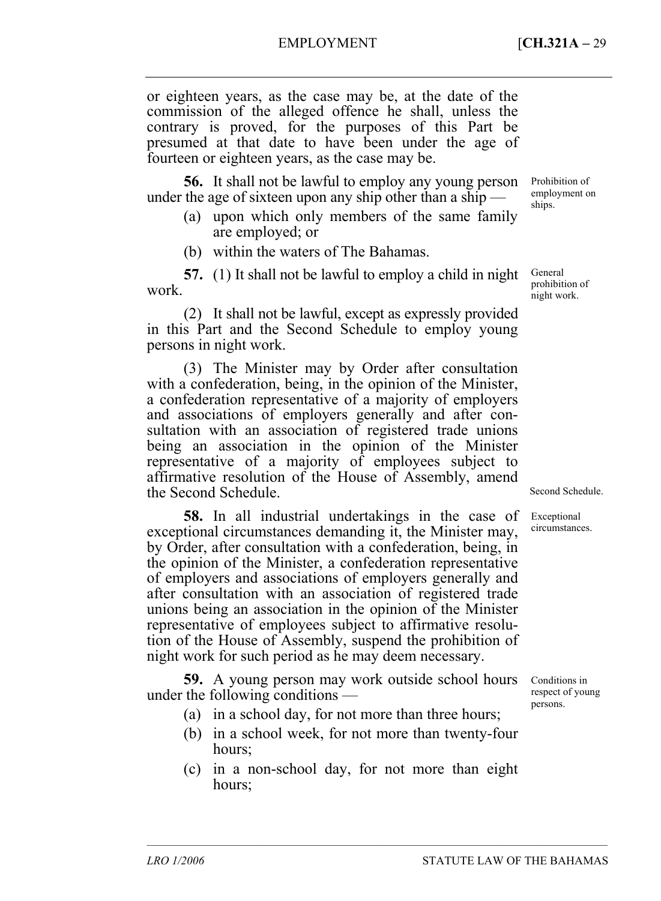or eighteen years, as the case may be, at the date of the commission of the alleged offence he shall, unless the contrary is proved, for the purposes of this Part be presumed at that date to have been under the age of fourteen or eighteen years, as the case may be.

*Prohibition of employment on ships.*

**56.** It shall not be lawful to employ any young person under the age of sixteen upon any ship other than a ship —

(a) upon which only members of the same family are employed; or

(b) within the waters of The Bahamas.

*General prohibition of night work.*

**57.** (1) It shall not be lawful to employ a child in night work.

(2) It shall not be lawful, except as expressly provided in this Part and the Second Schedule to employ young persons in night work.

(3) The Minister may by Order after consultation with a confederation, being, in the opinion of the Minister, a confederation representative of a majority of employers and associations of employers generally and after consultation with an association of registered trade unions being an association in the opinion of the Minister representative of a majority of employees subject to affirmative resolution of the House of Assembly, amend the Second Schedule.

*Second Schedule.*

*Exceptional circumstances.*

**58.** In all industrial undertakings in the case of exceptional circumstances demanding it, the Minister may, by Order, after consultation with a confederation, being, in the opinion of the Minister, a confederation representative of employers and associations of employers generally and after consultation with an association of registered trade unions being an association in the opinion of the Minister representative of employees subject to affirmative resolution of the House of Assembly, suspend the prohibition of night work for such period as he may deem necessary.

*Conditions in respect of young persons.*

**59.** A young person may work outside school hours under the following conditions —

(a) in a school day, for not more than three hours;

(b) in a school week, for not more than twenty-four hours;

(c) in a non-school day, for not more than eight hours;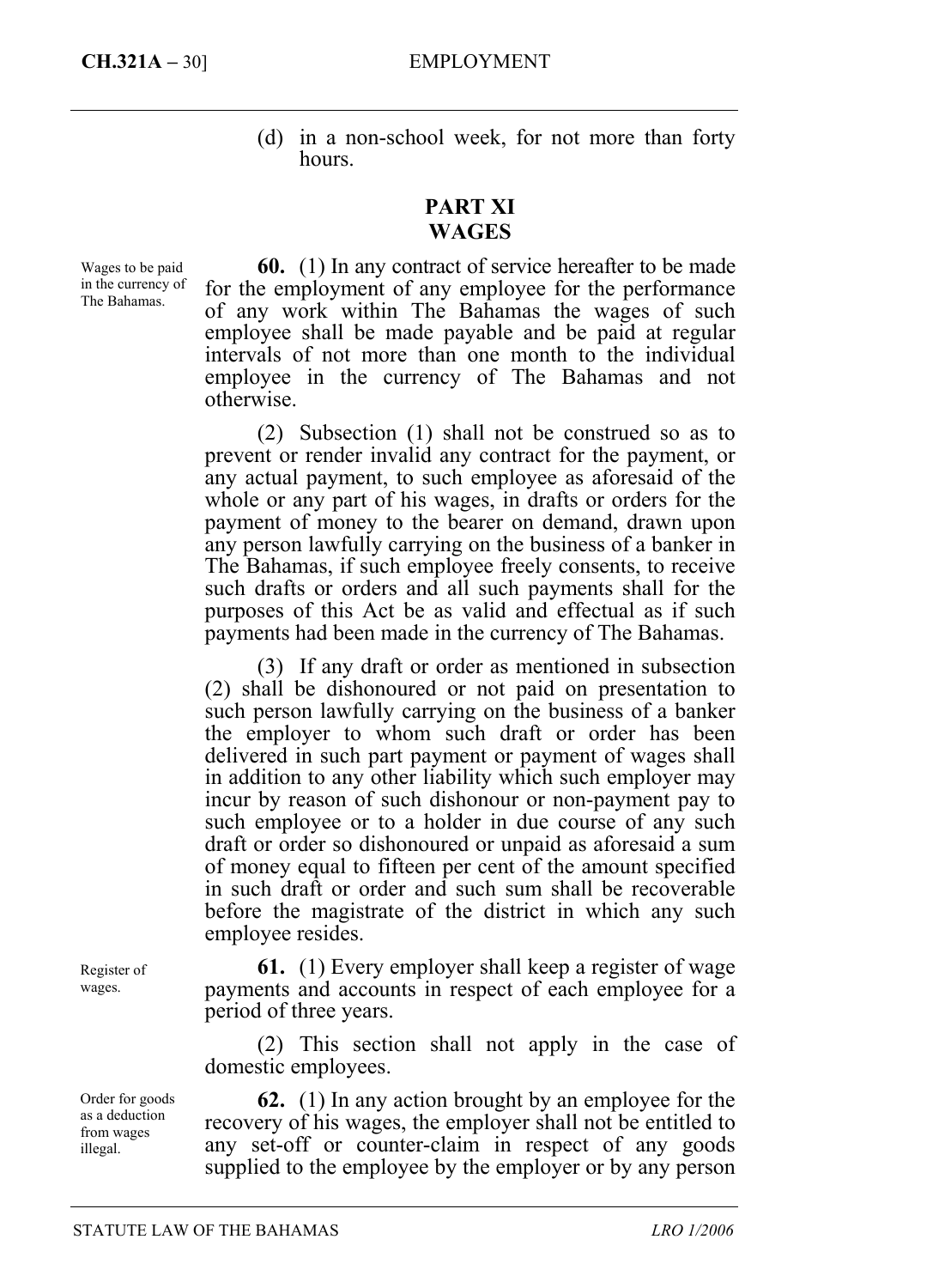(d) in a non-school week, for not more than forty hours.

## PART XI
## WAGES

Wages to be paid in the currency of The Bahamas.

**60.** (1) In any contract of service hereafter to be made for the employment of any employee for the performance of any work within The Bahamas the wages of such employee shall be made payable and be paid at regular intervals of not more than one month to the individual employee in the currency of The Bahamas and not otherwise.

(2) Subsection (1) shall not be construed so as to prevent or render invalid any contract for the payment, or any actual payment, to such employee as aforesaid of the whole or any part of his wages, in drafts or orders for the payment of money to the bearer on demand, drawn upon any person lawfully carrying on the business of a banker in The Bahamas, if such employee freely consents, to receive such drafts or orders and all such payments shall for the purposes of this Act be as valid and effectual as if such payments had been made in the currency of The Bahamas.

(3) If any draft or order as mentioned in subsection (2) shall be dishonoured or not paid on presentation to such person lawfully carrying on the business of a banker the employer to whom such draft or order has been delivered in such part payment or payment of wages shall in addition to any other liability which such employer may incur by reason of such dishonour or non-payment pay to such employee or to a holder in due course of any such draft or order so dishonoured or unpaid as aforesaid a sum of money equal to fifteen per cent of the amount specified in such draft or order and such sum shall be recoverable before the magistrate of the district in which any such employee resides.

Register of wages.

**61.** (1) Every employer shall keep a register of wage payments and accounts in respect of each employee for a period of three years.

(2) This section shall not apply in the case of domestic employees.

Order for goods as a deduction from wages illegal.

**62.** (1) In any action brought by an employee for the recovery of his wages, the employer shall not be entitled to any set-off or counter-claim in respect of any goods supplied to the employee by the employer or by any person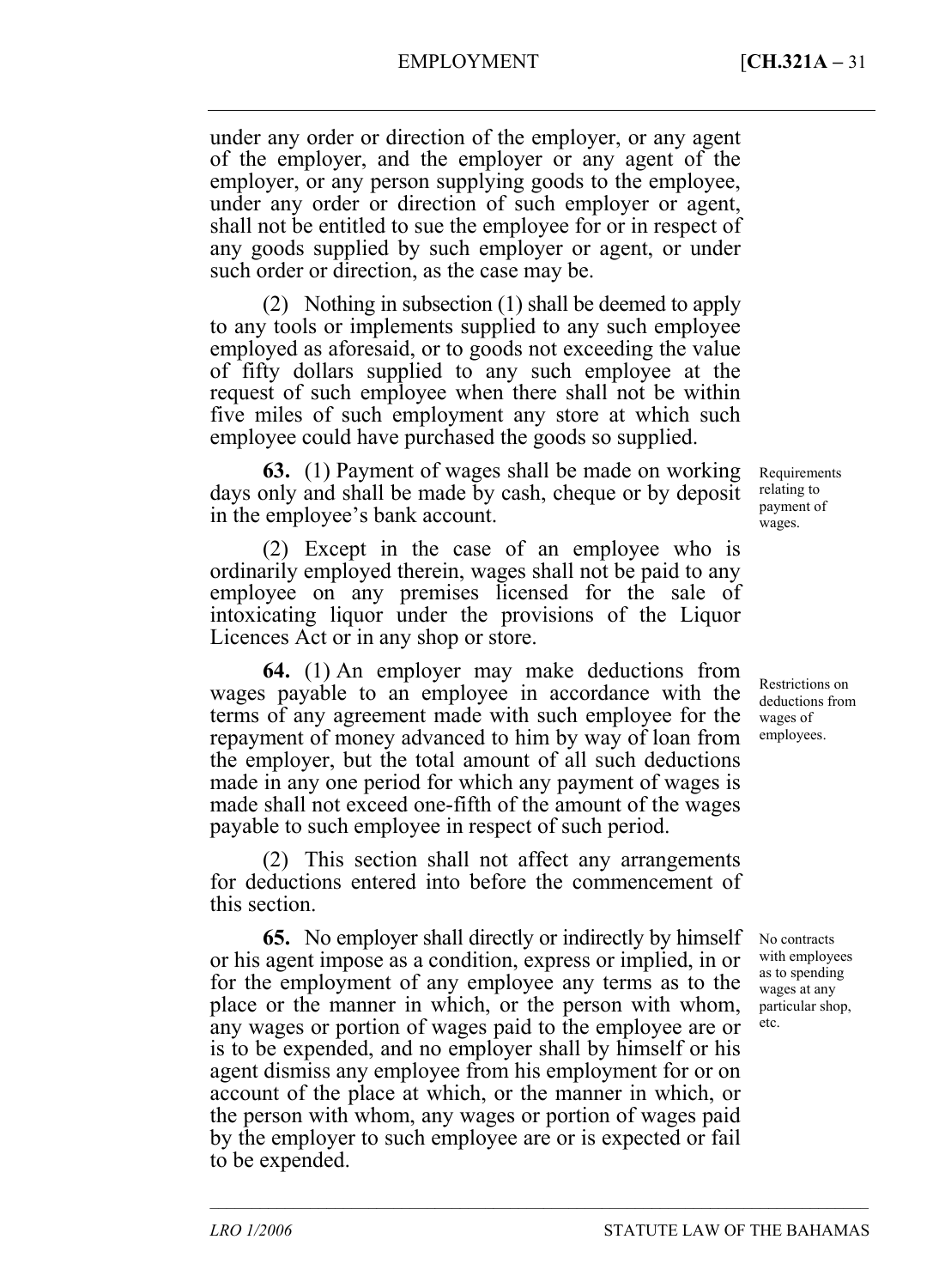under any order or direction of the employer, or any agent of the employer, and the employer or any agent of the employer, or any person supplying goods to the employee, under any order or direction of such employer or agent, shall not be entitled to sue the employee for or in respect of any goods supplied by such employer or agent, or under such order or direction, as the case may be.

(2) Nothing in subsection (1) shall be deemed to apply to any tools or implements supplied to any such employee employed as aforesaid, or to goods not exceeding the value of fifty dollars supplied to any such employee at the request of such employee when there shall not be within five miles of such employment any store at which such employee could have purchased the goods so supplied.

Requirements relating to payment of wages.

**63.** (1) Payment of wages shall be made on working days only and shall be made by cash, cheque or by deposit in the employee's bank account.

(2) Except in the case of an employee who is ordinarily employed therein, wages shall not be paid to any employee on any premises licensed for the sale of intoxicating liquor under the provisions of the Liquor Licences Act or in any shop or store.

Restrictions on deductions from wages of employees.

**64.** (1) An employer may make deductions from wages payable to an employee in accordance with the terms of any agreement made with such employee for the repayment of money advanced to him by way of loan from the employer, but the total amount of all such deductions made in any one period for which any payment of wages is made shall not exceed one-fifth of the amount of the wages payable to such employee in respect of such period.

(2) This section shall not affect any arrangements for deductions entered into before the commencement of this section.

No contracts with employees as to spending wages at any particular shop, etc.

**65.** No employer shall directly or indirectly by himself or his agent impose as a condition, express or implied, in or for the employment of any employee any terms as to the place or the manner in which, or the person with whom, any wages or portion of wages paid to the employee are or is to be expended, and no employer shall by himself or his agent dismiss any employee from his employment for or on account of the place at which, or the manner in which, or the person with whom, any wages or portion of wages paid by the employer to such employee are or is expected or fail to be expended.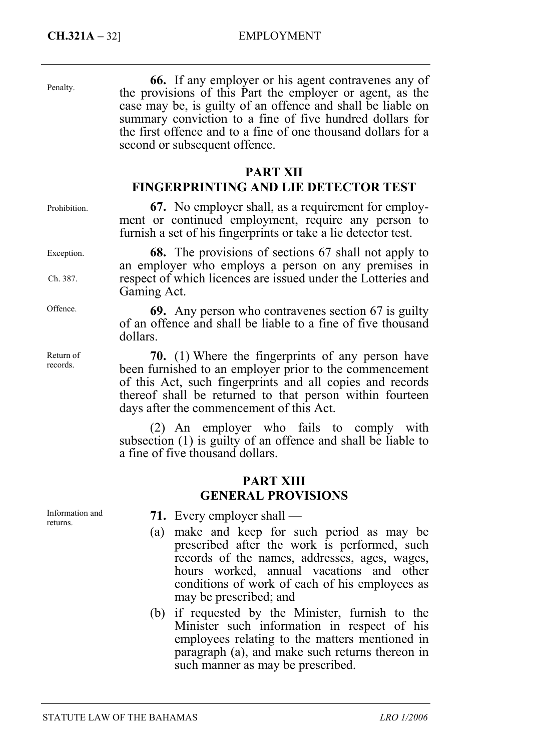Penalty.

**66.** If any employer or his agent contravenes any of the provisions of this Part the employer or agent, as the case may be, is guilty of an offence and shall be liable on summary conviction to a fine of five hundred dollars for the first offence and to a fine of one thousand dollars for a second or subsequent offence.

## PART XII
## FINGERPRINTING AND LIE DETECTOR TEST

Prohibition.

**67.** No employer shall, as a requirement for employment or continued employment, require any person to furnish a set of his fingerprints or take a lie detector test.

Exception.

Ch. 387.

**68.** The provisions of sections 67 shall not apply to an employer who employs a person on any premises in respect of which licences are issued under the Lotteries and Gaming Act.

Offence.

**69.** Any person who contravenes section 67 is guilty of an offence and shall be liable to a fine of five thousand dollars.

Return of records.

**70.** (1) Where the fingerprints of any person have been furnished to an employer prior to the commencement of this Act, such fingerprints and all copies and records thereof shall be returned to that person within fourteen days after the commencement of this Act.

(2) An employer who fails to comply with subsection (1) is guilty of an offence and shall be liable to a fine of five thousand dollars.

## PART XIII
## GENERAL PROVISIONS

Information and returns.

**71.** Every employer shall —

(a) make and keep for such period as may be prescribed after the work is performed, such records of the names, addresses, ages, wages, hours worked, annual vacations and other conditions of work of each of his employees as may be prescribed; and

(b) if requested by the Minister, furnish to the Minister such information in respect of his employees relating to the matters mentioned in paragraph (a), and make such returns thereon in such manner as may be prescribed.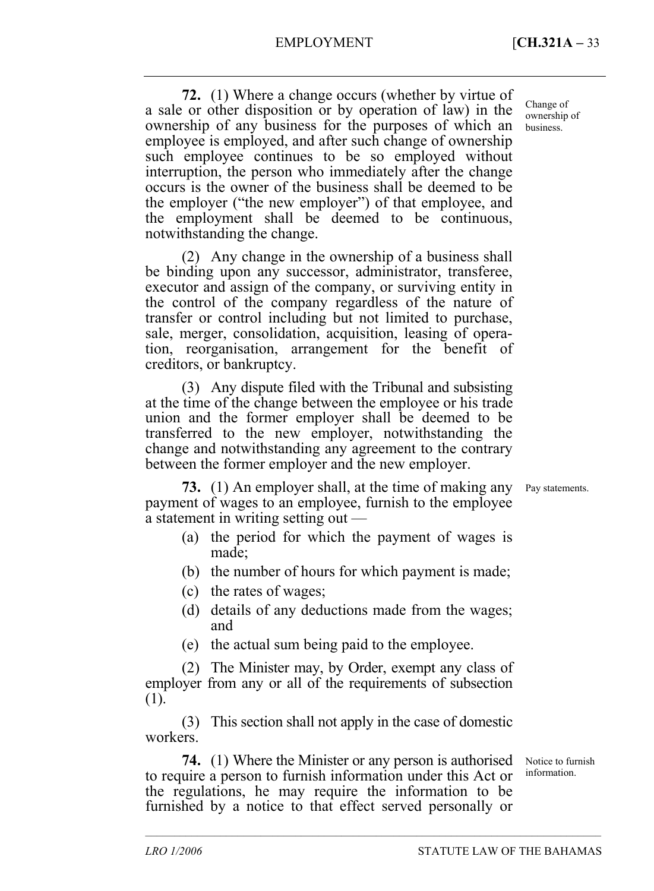**72.** (1) Where a change occurs (whether by virtue of a sale or other disposition or by operation of law) in the ownership of any business for the purposes of which an employee is employed, and after such change of ownership such employee continues to be so employed without interruption, the person who immediately after the change occurs is the owner of the business shall be deemed to be the employer ("the new employer") of that employee, and the employment shall be deemed to be continuous, notwithstanding the change.

Change of ownership of business.

(2) Any change in the ownership of a business shall be binding upon any successor, administrator, transferee, executor and assign of the company, or surviving entity in the control of the company regardless of the nature of transfer or control including but not limited to purchase, sale, merger, consolidation, acquisition, leasing of operation, reorganisation, arrangement for the benefit of creditors, or bankruptcy.

(3) Any dispute filed with the Tribunal and subsisting at the time of the change between the employee or his trade union and the former employer shall be deemed to be transferred to the new employer, notwithstanding the change and notwithstanding any agreement to the contrary between the former employer and the new employer.

**73.** (1) An employer shall, at the time of making any payment of wages to an employee, furnish to the employee a statement in writing setting out —

Pay statements.

- (a) the period for which the payment of wages is made;
- (b) the number of hours for which payment is made;
- (c) the rates of wages;
- (d) details of any deductions made from the wages; and
- (e) the actual sum being paid to the employee.

(2) The Minister may, by Order, exempt any class of employer from any or all of the requirements of subsection (1).

(3) This section shall not apply in the case of domestic workers.

**74.** (1) Where the Minister or any person is authorised to require a person to furnish information under this Act or the regulations, he may require the information to be furnished by a notice to that effect served personally or

Notice to furnish information.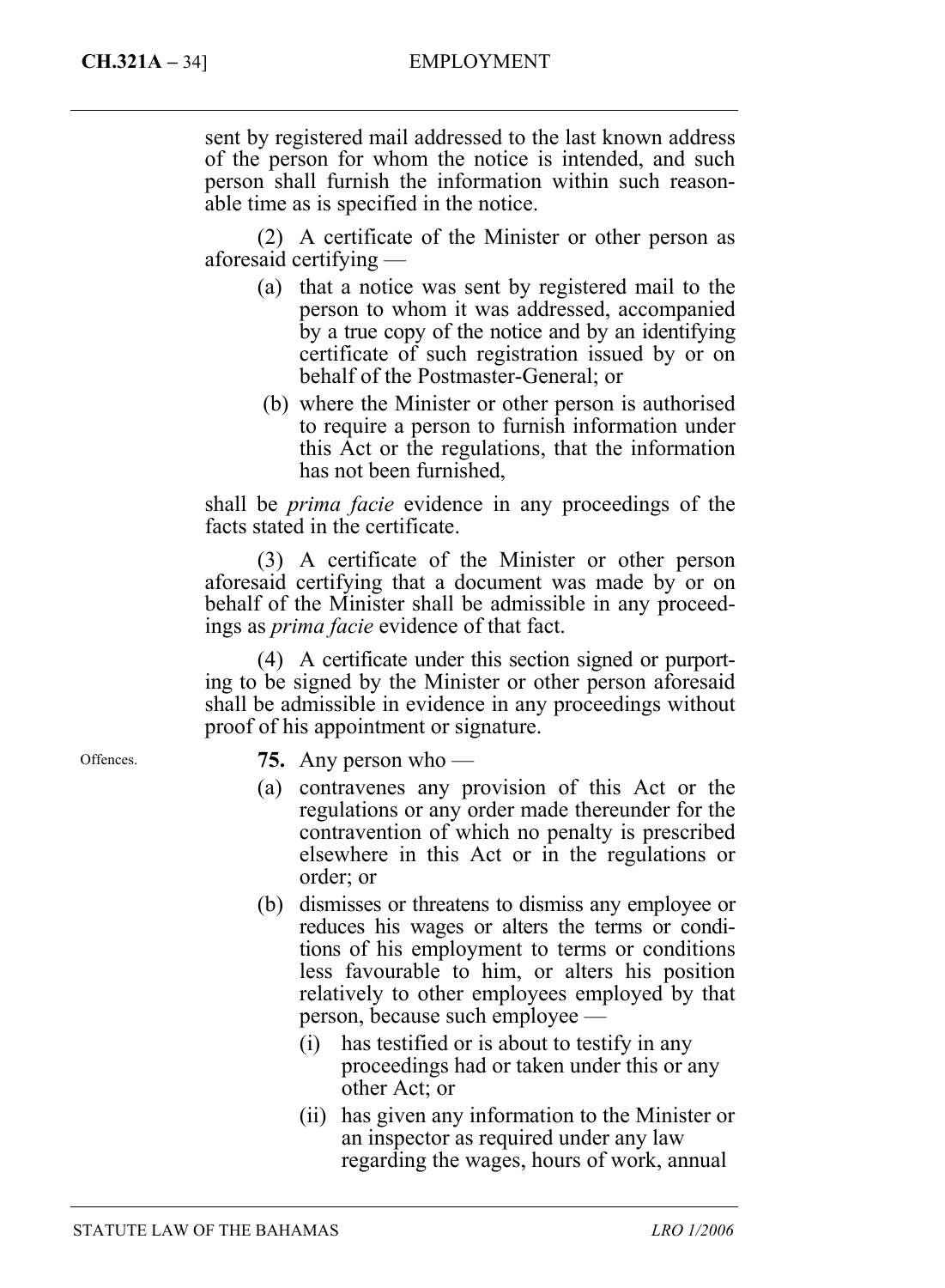sent by registered mail addressed to the last known address of the person for whom the notice is intended, and such person shall furnish the information within such reasonable time as is specified in the notice.

(2) A certificate of the Minister or other person as aforesaid certifying —

(a) that a notice was sent by registered mail to the person to whom it was addressed, accompanied by a true copy of the notice and by an identifying certificate of such registration issued by or on behalf of the Postmaster-General; or

(b) where the Minister or other person is authorised to require a person to furnish information under this Act or the regulations, that the information has not been furnished,

shall be *prima facie* evidence in any proceedings of the facts stated in the certificate.

(3) A certificate of the Minister or other person aforesaid certifying that a document was made by or on behalf of the Minister shall be admissible in any proceedings as *prima facie* evidence of that fact.

(4) A certificate under this section signed or purporting to be signed by the Minister or other person aforesaid shall be admissible in evidence in any proceedings without proof of his appointment or signature.

Offences.

**75.** Any person who —

(a) contravenes any provision of this Act or the regulations or any order made thereunder for the contravention of which no penalty is prescribed elsewhere in this Act or in the regulations or order; or

(b) dismisses or threatens to dismiss any employee or reduces his wages or alters the terms or conditions of his employment to terms or conditions less favourable to him, or alters his position relatively to other employees employed by that person, because such employee —

(i) has testified or is about to testify in any proceedings had or taken under this or any other Act; or

(ii) has given any information to the Minister or an inspector as required under any law regarding the wages, hours of work, annual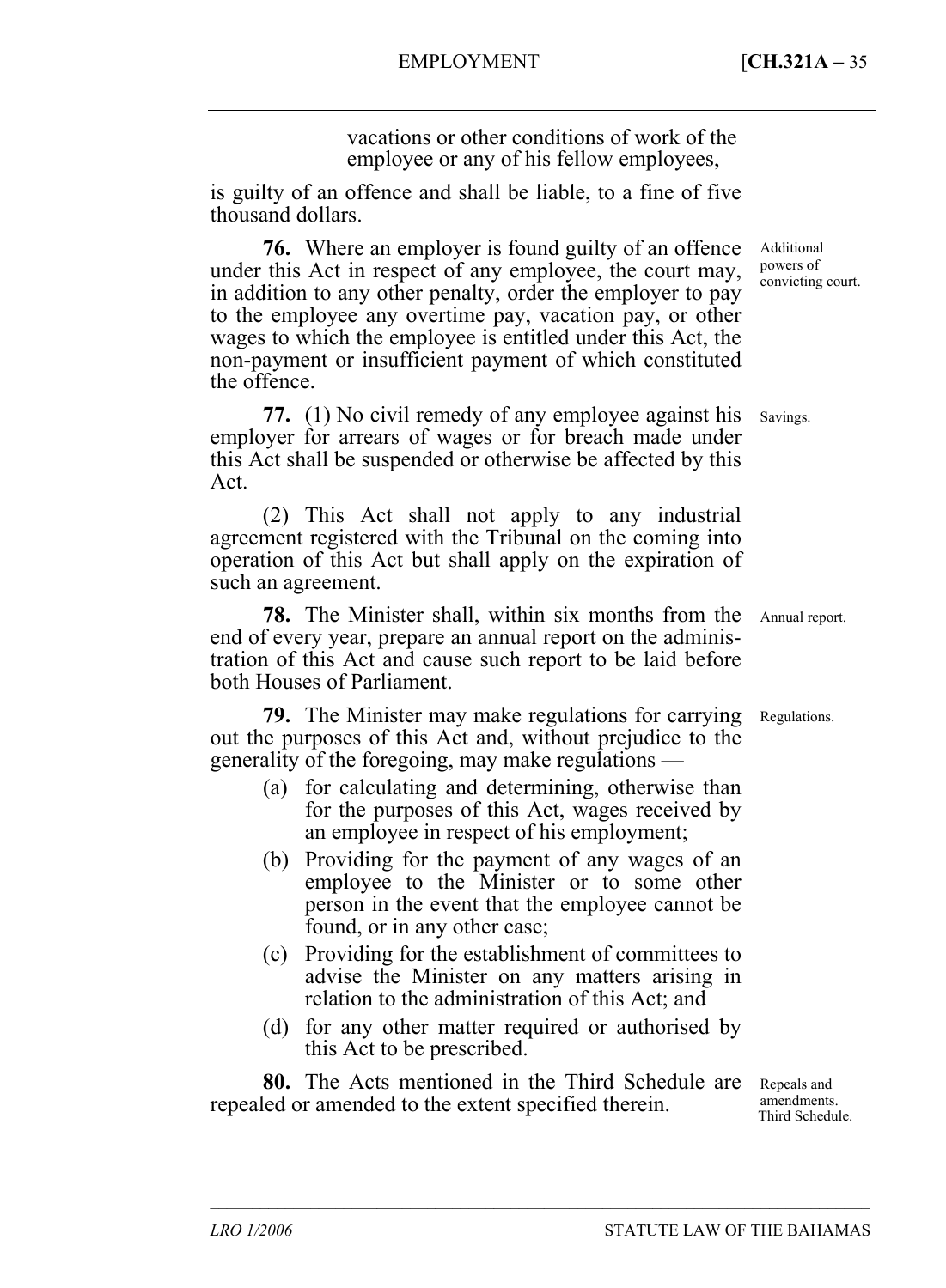vacations or other conditions of work of the employee or any of his fellow employees,

is guilty of an offence and shall be liable, to a fine of five thousand dollars.

Additional powers of convicting court.

**76.** Where an employer is found guilty of an offence under this Act in respect of any employee, the court may, in addition to any other penalty, order the employer to pay to the employee any overtime pay, vacation pay, or other wages to which the employee is entitled under this Act, the non-payment or insufficient payment of which constituted the offence.

Savings.

**77.** (1) No civil remedy of any employee against his employer for arrears of wages or for breach made under this Act shall be suspended or otherwise be affected by this Act.

(2) This Act shall not apply to any industrial agreement registered with the Tribunal on the coming into operation of this Act but shall apply on the expiration of such an agreement.

Annual report.

**78.** The Minister shall, within six months from the end of every year, prepare an annual report on the administration of this Act and cause such report to be laid before both Houses of Parliament.

Regulations.

**79.** The Minister may make regulations for carrying out the purposes of this Act and, without prejudice to the generality of the foregoing, may make regulations —

(a) for calculating and determining, otherwise than for the purposes of this Act, wages received by an employee in respect of his employment;

(b) Providing for the payment of any wages of an employee to the Minister or to some other person in the event that the employee cannot be found, or in any other case;

(c) Providing for the establishment of committees to advise the Minister on any matters arising in relation to the administration of this Act; and

(d) for any other matter required or authorised by this Act to be prescribed.

Repeals and amendments. Third Schedule.

**80.** The Acts mentioned in the Third Schedule are repealed or amended to the extent specified therein.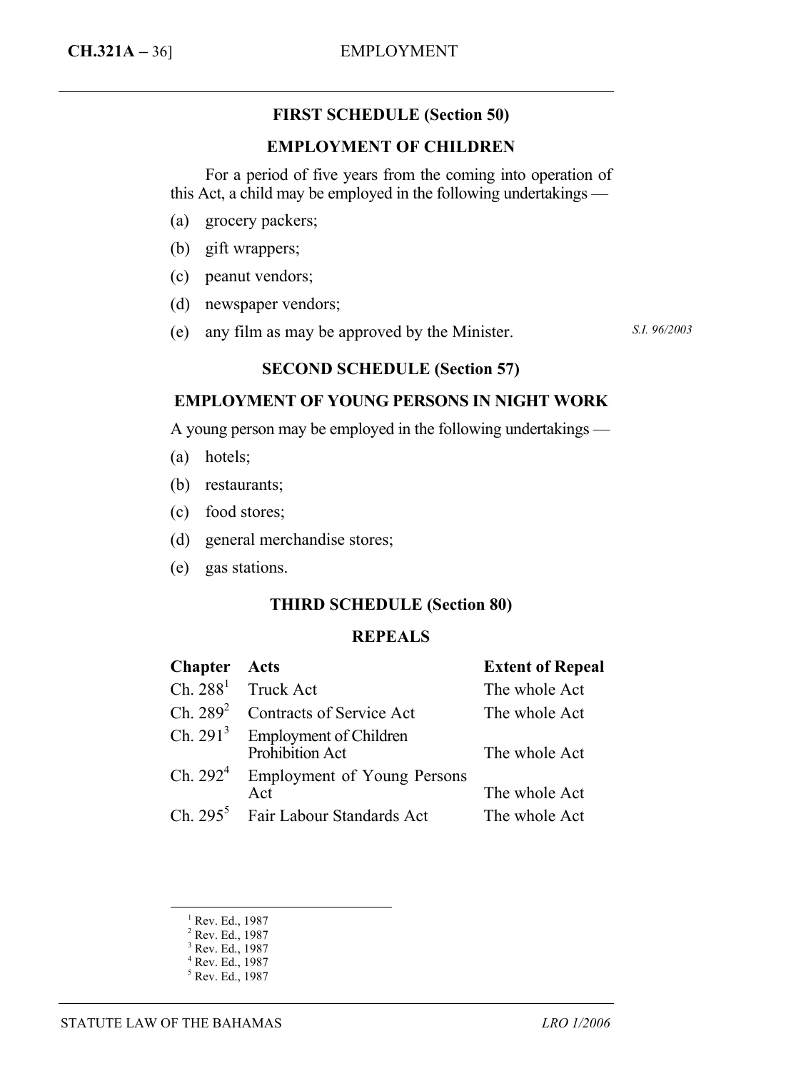## FIRST SCHEDULE (Section 50)

### EMPLOYMENT OF CHILDREN

For a period of five years from the coming into operation of this Act, a child may be employed in the following undertakings —

(a) grocery packers;

(b) gift wrappers;

(c) peanut vendors;

(d) newspaper vendors;

(e) any film as may be approved by the Minister. *S.I. 96/2003*

## SECOND SCHEDULE (Section 57)

### EMPLOYMENT OF YOUNG PERSONS IN NIGHT WORK

A young person may be employed in the following undertakings —

(a) hotels;

(b) restaurants;

(c) food stores;

(d) general merchandise stores;

(e) gas stations.

## THIRD SCHEDULE (Section 80)

### REPEALS

| Chapter | Acts | Extent of Repeal |
|---|---|---|
| Ch. 288[1] | Truck Act | The whole Act |
| Ch. 289[2] | Contracts of Service Act | The whole Act |
| Ch. 291[3] | Employment of Children Prohibition Act | The whole Act |
| Ch. 292[4] | Employment of Young Persons Act | The whole Act |
| Ch. 295[5] | Fair Labour Standards Act | The whole Act |

[1] Rev. Ed., 1987
[2] Rev. Ed., 1987
[3] Rev. Ed., 1987
[4] Rev. Ed., 1987
[5] Rev. Ed., 1987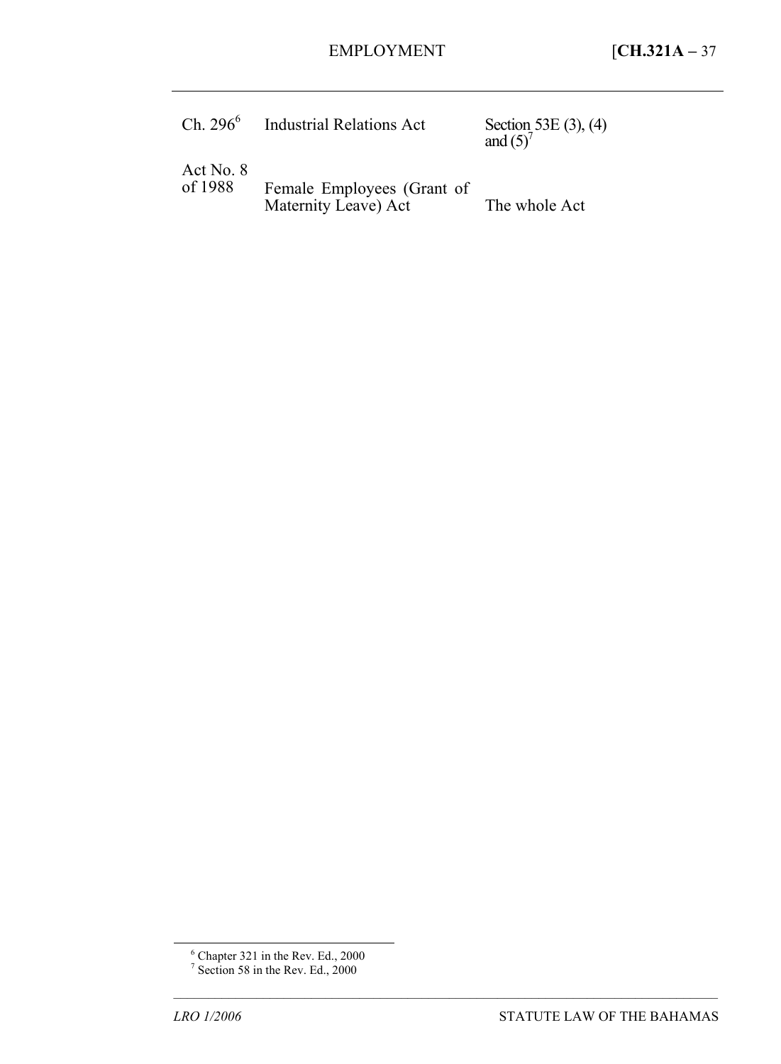| | | |
|---|---|---|
| Ch. 296[6] | Industrial Relations Act | Section 53E (3), (4) and (5)[7] |
| Act No. 8 of 1988 | Female Employees (Grant of Maternity Leave) Act | The whole Act |

---

[6] Chapter 321 in the Rev. Ed., 2000

[7] Section 58 in the Rev. Ed., 2000